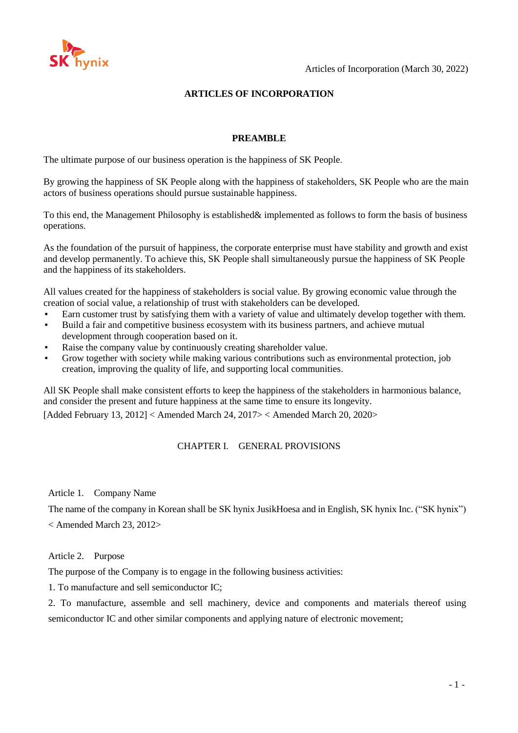Articles of Incorporation (March 30, 2022)

# ARTICLES OF INCORPORATION

## PREAMBLE

The ultimate purpose of our business operation is the happiness of SK People.

By growing the happiness of SK People along with the happiness of stakeholders, SK People who are the main actors of business operations should pursue sustainable happiness.

To this end, the Management Philosophy is established& implemented as follows to form the basis of business operations.

As the foundation of the pursuit of happiness, the corporate enterprise must have stability and growth and exist and develop permanently. To achieve this, SK People shall simultaneously pursue the happiness of SK People and the happiness of its stakeholders.

All values created for the happiness of stakeholders is social value. By growing economic value through the creation of social value, a relationship of trust with stakeholders can be developed.

- Earn customer trust by satisfying them with a variety of value and ultimately develop together with them.
- Build a fair and competitive business ecosystem with its business partners, and achieve mutual development through cooperation based on it.
- Raise the company value by continuously creating shareholder value.
- Grow together with society while making various contributions such as environmental protection, job creation, improving the quality of life, and supporting local communities.

All SK People shall make consistent efforts to keep the happiness of the stakeholders in harmonious balance, and consider the present and future happiness at the same time to ensure its longevity.
[Added February 13, 2012] < Amended March 24, 2017> < Amended March 20, 2020>

## CHAPTER I. GENERAL PROVISIONS

### Article 1. Company Name

The name of the company in Korean shall be SK hynix JusikHoesa and in English, SK hynix Inc. ("SK hynix")
< Amended March 23, 2012>

### Article 2. Purpose

The purpose of the Company is to engage in the following business activities:

1. To manufacture and sell semiconductor IC;
2. To manufacture, assemble and sell machinery, device and components and materials thereof using semiconductor IC and other similar components and applying nature of electronic movement;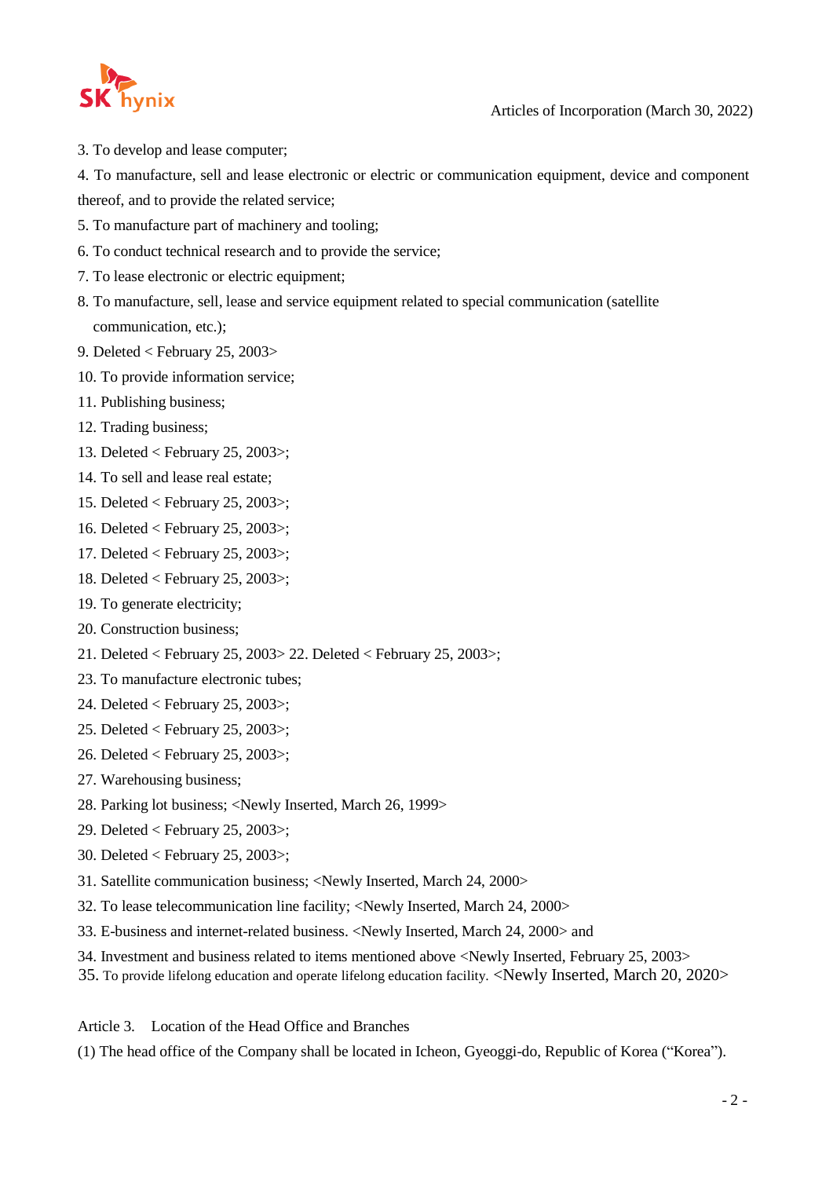3. To develop and lease computer;

4. To manufacture, sell and lease electronic or electric or communication equipment, device and component thereof, and to provide the related service;

5. To manufacture part of machinery and tooling;

6. To conduct technical research and to provide the service;

7. To lease electronic or electric equipment;

8. To manufacture, sell, lease and service equipment related to special communication (satellite communication, etc.);

9. Deleted < February 25, 2003>

10. To provide information service;

11. Publishing business;

12. Trading business;

13. Deleted < February 25, 2003>;

14. To sell and lease real estate;

15. Deleted < February 25, 2003>;

16. Deleted < February 25, 2003>;

17. Deleted < February 25, 2003>;

18. Deleted < February 25, 2003>;

19. To generate electricity;

20. Construction business;

21. Deleted < February 25, 2003> 22. Deleted < February 25, 2003>;

23. To manufacture electronic tubes;

24. Deleted < February 25, 2003>;

25. Deleted < February 25, 2003>;

26. Deleted < February 25, 2003>;

27. Warehousing business;

28. Parking lot business; <Newly Inserted, March 26, 1999>

29. Deleted < February 25, 2003>;

30. Deleted < February 25, 2003>;

31. Satellite communication business; <Newly Inserted, March 24, 2000>

32. To lease telecommunication line facility; <Newly Inserted, March 24, 2000>

33. E-business and internet-related business. <Newly Inserted, March 24, 2000> and

34. Investment and business related to items mentioned above <Newly Inserted, February 25, 2003>

35. To provide lifelong education and operate lifelong education facility. <Newly Inserted, March 20, 2020>

Article 3. Location of the Head Office and Branches

(1) The head office of the Company shall be located in Icheon, Gyeoggi-do, Republic of Korea ("Korea").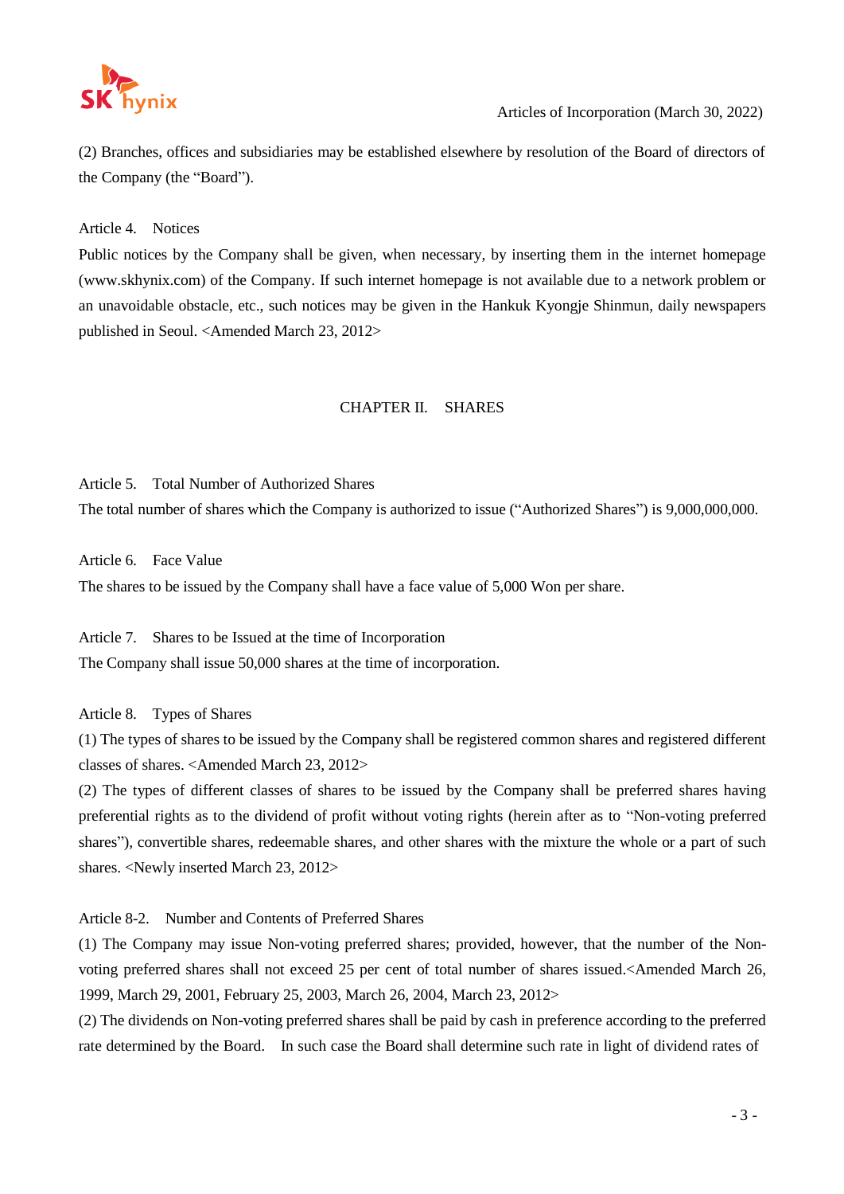(2) Branches, offices and subsidiaries may be established elsewhere by resolution of the Board of directors of the Company (the "Board").

Article 4. Notices

Public notices by the Company shall be given, when necessary, by inserting them in the internet homepage (www.skhynix.com) of the Company. If such internet homepage is not available due to a network problem or an unavoidable obstacle, etc., such notices may be given in the Hankuk Kyongje Shinmun, daily newspapers published in Seoul. <Amended March 23, 2012>

## CHAPTER II. SHARES

Article 5. Total Number of Authorized Shares

The total number of shares which the Company is authorized to issue ("Authorized Shares") is 9,000,000,000.

Article 6. Face Value

The shares to be issued by the Company shall have a face value of 5,000 Won per share.

Article 7. Shares to be Issued at the time of Incorporation

The Company shall issue 50,000 shares at the time of incorporation.

Article 8. Types of Shares

(1) The types of shares to be issued by the Company shall be registered common shares and registered different classes of shares. <Amended March 23, 2012>

(2) The types of different classes of shares to be issued by the Company shall be preferred shares having preferential rights as to the dividend of profit without voting rights (herein after as to "Non-voting preferred shares"), convertible shares, redeemable shares, and other shares with the mixture the whole or a part of such shares. <Newly inserted March 23, 2012>

Article 8-2. Number and Contents of Preferred Shares

(1) The Company may issue Non-voting preferred shares; provided, however, that the number of the Non-voting preferred shares shall not exceed 25 per cent of total number of shares issued.<Amended March 26, 1999, March 29, 2001, February 25, 2003, March 26, 2004, March 23, 2012>

(2) The dividends on Non-voting preferred shares shall be paid by cash in preference according to the preferred rate determined by the Board. In such case the Board shall determine such rate in light of dividend rates of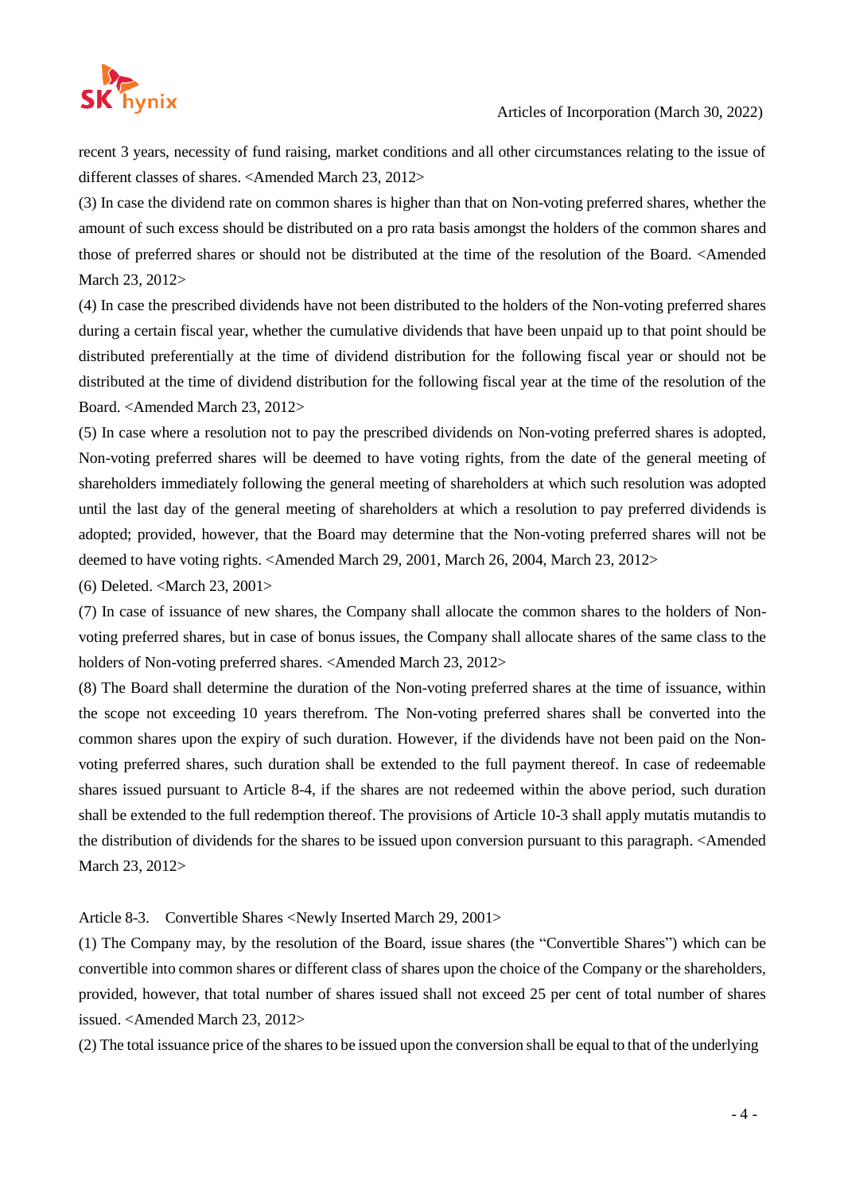recent 3 years, necessity of fund raising, market conditions and all other circumstances relating to the issue of different classes of shares. <Amended March 23, 2012>

(3) In case the dividend rate on common shares is higher than that on Non-voting preferred shares, whether the amount of such excess should be distributed on a pro rata basis amongst the holders of the common shares and those of preferred shares or should not be distributed at the time of the resolution of the Board. <Amended March 23, 2012>

(4) In case the prescribed dividends have not been distributed to the holders of the Non-voting preferred shares during a certain fiscal year, whether the cumulative dividends that have been unpaid up to that point should be distributed preferentially at the time of dividend distribution for the following fiscal year or should not be distributed at the time of dividend distribution for the following fiscal year at the time of the resolution of the Board. <Amended March 23, 2012>

(5) In case where a resolution not to pay the prescribed dividends on Non-voting preferred shares is adopted, Non-voting preferred shares will be deemed to have voting rights, from the date of the general meeting of shareholders immediately following the general meeting of shareholders at which such resolution was adopted until the last day of the general meeting of shareholders at which a resolution to pay preferred dividends is adopted; provided, however, that the Board may determine that the Non-voting preferred shares will not be deemed to have voting rights. <Amended March 29, 2001, March 26, 2004, March 23, 2012>

(6) Deleted. <March 23, 2001>

(7) In case of issuance of new shares, the Company shall allocate the common shares to the holders of Non-voting preferred shares, but in case of bonus issues, the Company shall allocate shares of the same class to the holders of Non-voting preferred shares. <Amended March 23, 2012>

(8) The Board shall determine the duration of the Non-voting preferred shares at the time of issuance, within the scope not exceeding 10 years therefrom. The Non-voting preferred shares shall be converted into the common shares upon the expiry of such duration. However, if the dividends have not been paid on the Non-voting preferred shares, such duration shall be extended to the full payment thereof. In case of redeemable shares issued pursuant to Article 8-4, if the shares are not redeemed within the above period, such duration shall be extended to the full redemption thereof. The provisions of Article 10-3 shall apply mutatis mutandis to the distribution of dividends for the shares to be issued upon conversion pursuant to this paragraph. <Amended March 23, 2012>

Article 8-3. Convertible Shares <Newly Inserted March 29, 2001>

(1) The Company may, by the resolution of the Board, issue shares (the "Convertible Shares") which can be convertible into common shares or different class of shares upon the choice of the Company or the shareholders, provided, however, that total number of shares issued shall not exceed 25 per cent of total number of shares issued. <Amended March 23, 2012>

(2) The total issuance price of the shares to be issued upon the conversion shall be equal to that of the underlying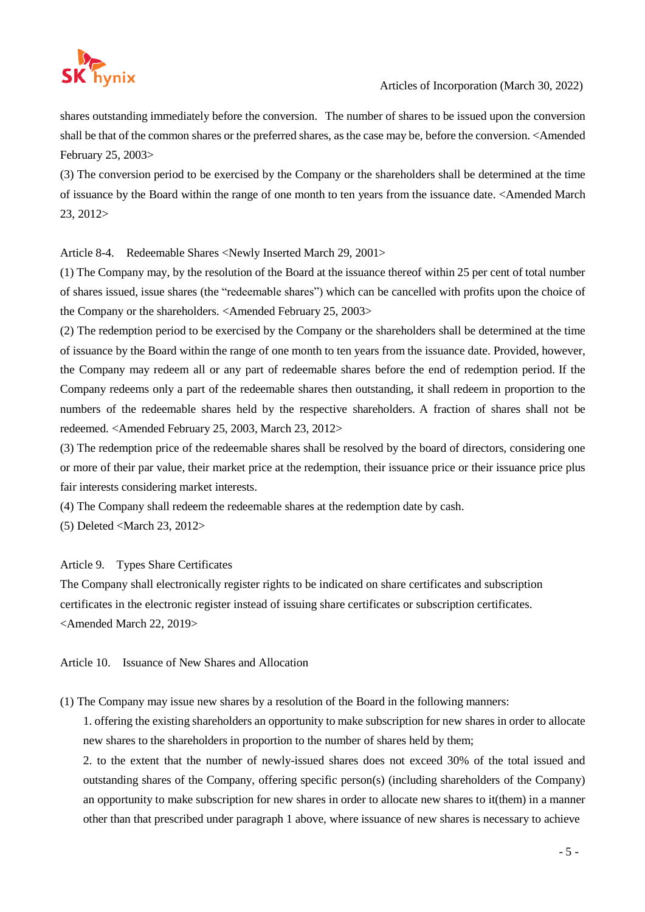shares outstanding immediately before the conversion. The number of shares to be issued upon the conversion shall be that of the common shares or the preferred shares, as the case may be, before the conversion. <Amended February 25, 2003>

(3) The conversion period to be exercised by the Company or the shareholders shall be determined at the time of issuance by the Board within the range of one month to ten years from the issuance date. <Amended March 23, 2012>

Article 8-4. Redeemable Shares <Newly Inserted March 29, 2001>

(1) The Company may, by the resolution of the Board at the issuance thereof within 25 per cent of total number of shares issued, issue shares (the "redeemable shares") which can be cancelled with profits upon the choice of the Company or the shareholders. <Amended February 25, 2003>

(2) The redemption period to be exercised by the Company or the shareholders shall be determined at the time of issuance by the Board within the range of one month to ten years from the issuance date. Provided, however, the Company may redeem all or any part of redeemable shares before the end of redemption period. If the Company redeems only a part of the redeemable shares then outstanding, it shall redeem in proportion to the numbers of the redeemable shares held by the respective shareholders. A fraction of shares shall not be redeemed. <Amended February 25, 2003, March 23, 2012>

(3) The redemption price of the redeemable shares shall be resolved by the board of directors, considering one or more of their par value, their market price at the redemption, their issuance price or their issuance price plus fair interests considering market interests.

(4) The Company shall redeem the redeemable shares at the redemption date by cash.

(5) Deleted <March 23, 2012>

Article 9. Types Share Certificates

The Company shall electronically register rights to be indicated on share certificates and subscription certificates in the electronic register instead of issuing share certificates or subscription certificates. <Amended March 22, 2019>

Article 10. Issuance of New Shares and Allocation

(1) The Company may issue new shares by a resolution of the Board in the following manners:

1. offering the existing shareholders an opportunity to make subscription for new shares in order to allocate new shares to the shareholders in proportion to the number of shares held by them;

2. to the extent that the number of newly-issued shares does not exceed 30% of the total issued and outstanding shares of the Company, offering specific person(s) (including shareholders of the Company) an opportunity to make subscription for new shares in order to allocate new shares to it(them) in a manner other than that prescribed under paragraph 1 above, where issuance of new shares is necessary to achieve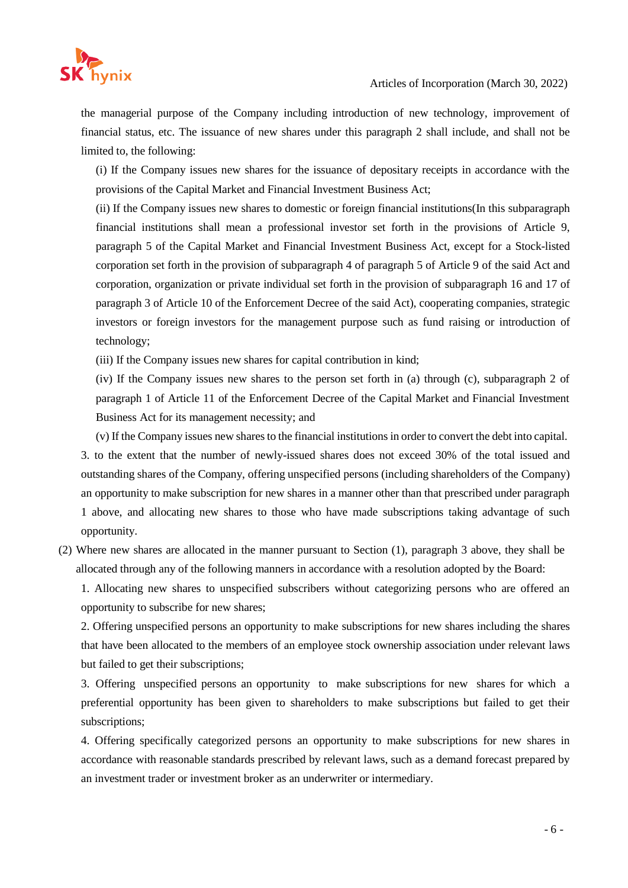the managerial purpose of the Company including introduction of new technology, improvement of financial status, etc. The issuance of new shares under this paragraph 2 shall include, and shall not be limited to, the following:

(i) If the Company issues new shares for the issuance of depositary receipts in accordance with the provisions of the Capital Market and Financial Investment Business Act;

(ii) If the Company issues new shares to domestic or foreign financial institutions(In this subparagraph financial institutions shall mean a professional investor set forth in the provisions of Article 9, paragraph 5 of the Capital Market and Financial Investment Business Act, except for a Stock-listed corporation set forth in the provision of subparagraph 4 of paragraph 5 of Article 9 of the said Act and corporation, organization or private individual set forth in the provision of subparagraph 16 and 17 of paragraph 3 of Article 10 of the Enforcement Decree of the said Act), cooperating companies, strategic investors or foreign investors for the management purpose such as fund raising or introduction of technology;

(iii) If the Company issues new shares for capital contribution in kind;

(iv) If the Company issues new shares to the person set forth in (a) through (c), subparagraph 2 of paragraph 1 of Article 11 of the Enforcement Decree of the Capital Market and Financial Investment Business Act for its management necessity; and

(v) If the Company issues new shares to the financial institutions in order to convert the debt into capital.

3. to the extent that the number of newly-issued shares does not exceed 30% of the total issued and outstanding shares of the Company, offering unspecified persons (including shareholders of the Company) an opportunity to make subscription for new shares in a manner other than that prescribed under paragraph 1 above, and allocating new shares to those who have made subscriptions taking advantage of such opportunity.

(2) Where new shares are allocated in the manner pursuant to Section (1), paragraph 3 above, they shall be allocated through any of the following manners in accordance with a resolution adopted by the Board:

1. Allocating new shares to unspecified subscribers without categorizing persons who are offered an opportunity to subscribe for new shares;

2. Offering unspecified persons an opportunity to make subscriptions for new shares including the shares that have been allocated to the members of an employee stock ownership association under relevant laws but failed to get their subscriptions;

3. Offering unspecified persons an opportunity to make subscriptions for new shares for which a preferential opportunity has been given to shareholders to make subscriptions but failed to get their subscriptions;

4. Offering specifically categorized persons an opportunity to make subscriptions for new shares in accordance with reasonable standards prescribed by relevant laws, such as a demand forecast prepared by an investment trader or investment broker as an underwriter or intermediary.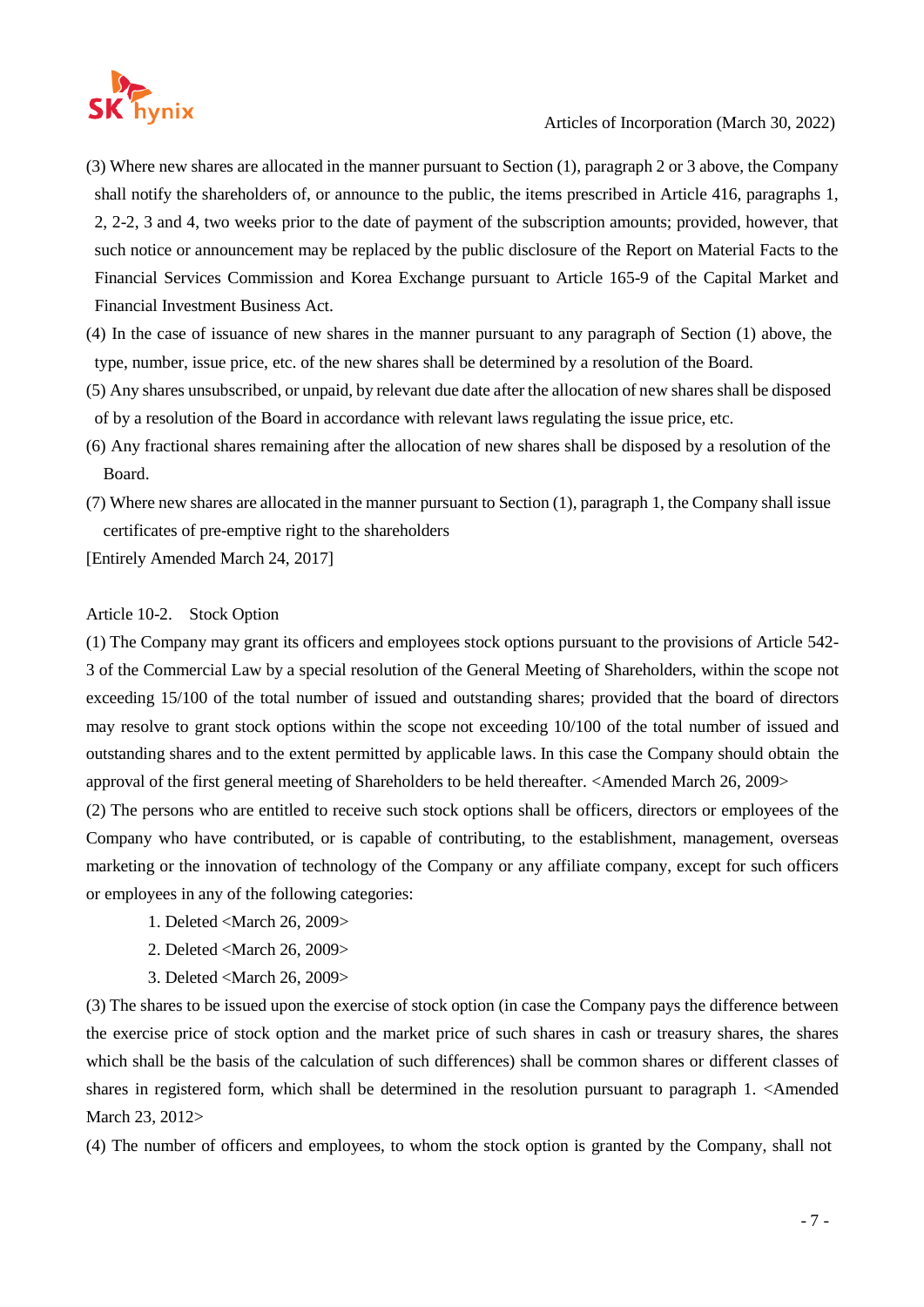(3) Where new shares are allocated in the manner pursuant to Section (1), paragraph 2 or 3 above, the Company shall notify the shareholders of, or announce to the public, the items prescribed in Article 416, paragraphs 1, 2, 2-2, 3 and 4, two weeks prior to the date of payment of the subscription amounts; provided, however, that such notice or announcement may be replaced by the public disclosure of the Report on Material Facts to the Financial Services Commission and Korea Exchange pursuant to Article 165-9 of the Capital Market and Financial Investment Business Act.

(4) In the case of issuance of new shares in the manner pursuant to any paragraph of Section (1) above, the type, number, issue price, etc. of the new shares shall be determined by a resolution of the Board.

(5) Any shares unsubscribed, or unpaid, by relevant due date after the allocation of new shares shall be disposed of by a resolution of the Board in accordance with relevant laws regulating the issue price, etc.

(6) Any fractional shares remaining after the allocation of new shares shall be disposed by a resolution of the Board.

(7) Where new shares are allocated in the manner pursuant to Section (1), paragraph 1, the Company shall issue certificates of pre-emptive right to the shareholders

[Entirely Amended March 24, 2017]

Article 10-2. Stock Option

(1) The Company may grant its officers and employees stock options pursuant to the provisions of Article 542-3 of the Commercial Law by a special resolution of the General Meeting of Shareholders, within the scope not exceeding 15/100 of the total number of issued and outstanding shares; provided that the board of directors may resolve to grant stock options within the scope not exceeding 10/100 of the total number of issued and outstanding shares and to the extent permitted by applicable laws. In this case the Company should obtain the approval of the first general meeting of Shareholders to be held thereafter. <Amended March 26, 2009>

(2) The persons who are entitled to receive such stock options shall be officers, directors or employees of the Company who have contributed, or is capable of contributing, to the establishment, management, overseas marketing or the innovation of technology of the Company or any affiliate company, except for such officers or employees in any of the following categories:

1. Deleted <March 26, 2009>
2. Deleted <March 26, 2009>
3. Deleted <March 26, 2009>

(3) The shares to be issued upon the exercise of stock option (in case the Company pays the difference between the exercise price of stock option and the market price of such shares in cash or treasury shares, the shares which shall be the basis of the calculation of such differences) shall be common shares or different classes of shares in registered form, which shall be determined in the resolution pursuant to paragraph 1. <Amended March 23, 2012>

(4) The number of officers and employees, to whom the stock option is granted by the Company, shall not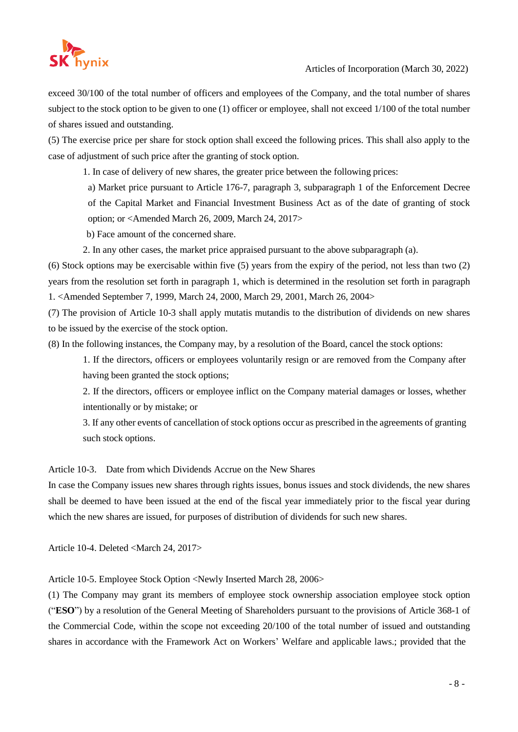exceed 30/100 of the total number of officers and employees of the Company, and the total number of shares subject to the stock option to be given to one (1) officer or employee, shall not exceed 1/100 of the total number of shares issued and outstanding.

(5) The exercise price per share for stock option shall exceed the following prices. This shall also apply to the case of adjustment of such price after the granting of stock option.

1. In case of delivery of new shares, the greater price between the following prices:

   a) Market price pursuant to Article 176-7, paragraph 3, subparagraph 1 of the Enforcement Decree of the Capital Market and Financial Investment Business Act as of the date of granting of stock option; or <Amended March 26, 2009, March 24, 2017>

   b) Face amount of the concerned share.

2. In any other cases, the market price appraised pursuant to the above subparagraph (a).

(6) Stock options may be exercisable within five (5) years from the expiry of the period, not less than two (2) years from the resolution set forth in paragraph 1, which is determined in the resolution set forth in paragraph 1. <Amended September 7, 1999, March 24, 2000, March 29, 2001, March 26, 2004>

(7) The provision of Article 10-3 shall apply mutatis mutandis to the distribution of dividends on new shares to be issued by the exercise of the stock option.

(8) In the following instances, the Company may, by a resolution of the Board, cancel the stock options:

1. If the directors, officers or employees voluntarily resign or are removed from the Company after having been granted the stock options;
2. If the directors, officers or employee inflict on the Company material damages or losses, whether intentionally or by mistake; or
3. If any other events of cancellation of stock options occur as prescribed in the agreements of granting such stock options.

Article 10-3. Date from which Dividends Accrue on the New Shares

In case the Company issues new shares through rights issues, bonus issues and stock dividends, the new shares shall be deemed to have been issued at the end of the fiscal year immediately prior to the fiscal year during which the new shares are issued, for purposes of distribution of dividends for such new shares.

Article 10-4. Deleted <March 24, 2017>

Article 10-5. Employee Stock Option <Newly Inserted March 28, 2006>

(1) The Company may grant its members of employee stock ownership association employee stock option ("**ESO**") by a resolution of the General Meeting of Shareholders pursuant to the provisions of Article 368-1 of the Commercial Code, within the scope not exceeding 20/100 of the total number of issued and outstanding shares in accordance with the Framework Act on Workers' Welfare and applicable laws.; provided that the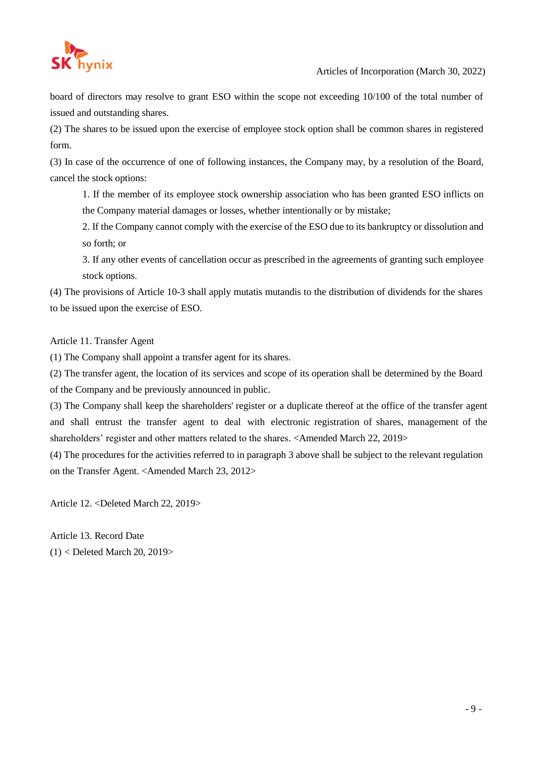board of directors may resolve to grant ESO within the scope not exceeding 10/100 of the total number of issued and outstanding shares.

(2) The shares to be issued upon the exercise of employee stock option shall be common shares in registered form.

(3) In case of the occurrence of one of following instances, the Company may, by a resolution of the Board, cancel the stock options:

1. If the member of its employee stock ownership association who has been granted ESO inflicts on the Company material damages or losses, whether intentionally or by mistake;
2. If the Company cannot comply with the exercise of the ESO due to its bankruptcy or dissolution and so forth; or
3. If any other events of cancellation occur as prescribed in the agreements of granting such employee stock options.

(4) The provisions of Article 10-3 shall apply mutatis mutandis to the distribution of dividends for the shares to be issued upon the exercise of ESO.

Article 11. Transfer Agent

(1) The Company shall appoint a transfer agent for its shares.

(2) The transfer agent, the location of its services and scope of its operation shall be determined by the Board of the Company and be previously announced in public.

(3) The Company shall keep the shareholders' register or a duplicate thereof at the office of the transfer agent and shall entrust the transfer agent to deal with electronic registration of shares, management of the shareholders' register and other matters related to the shares. <Amended March 22, 2019>

(4) The procedures for the activities referred to in paragraph 3 above shall be subject to the relevant regulation on the Transfer Agent. <Amended March 23, 2012>

Article 12. <Deleted March 22, 2019>

Article 13. Record Date

(1) < Deleted March 20, 2019>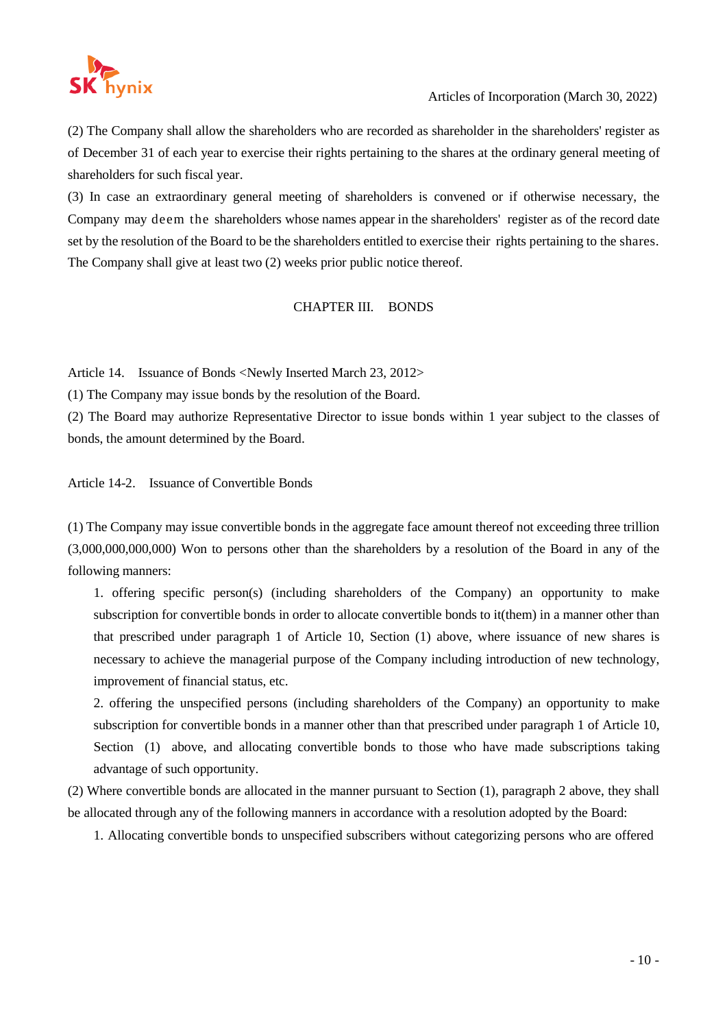(2) The Company shall allow the shareholders who are recorded as shareholder in the shareholders' register as of December 31 of each year to exercise their rights pertaining to the shares at the ordinary general meeting of shareholders for such fiscal year.

(3) In case an extraordinary general meeting of shareholders is convened or if otherwise necessary, the Company may deem the shareholders whose names appear in the shareholders' register as of the record date set by the resolution of the Board to be the shareholders entitled to exercise their rights pertaining to the shares. The Company shall give at least two (2) weeks prior public notice thereof.

## CHAPTER III. BONDS

Article 14. Issuance of Bonds <Newly Inserted March 23, 2012>

(1) The Company may issue bonds by the resolution of the Board.

(2) The Board may authorize Representative Director to issue bonds within 1 year subject to the classes of bonds, the amount determined by the Board.

Article 14-2. Issuance of Convertible Bonds

(1) The Company may issue convertible bonds in the aggregate face amount thereof not exceeding three trillion (3,000,000,000,000) Won to persons other than the shareholders by a resolution of the Board in any of the following manners:

1. offering specific person(s) (including shareholders of the Company) an opportunity to make subscription for convertible bonds in order to allocate convertible bonds to it(them) in a manner other than that prescribed under paragraph 1 of Article 10, Section (1) above, where issuance of new shares is necessary to achieve the managerial purpose of the Company including introduction of new technology, improvement of financial status, etc.

2. offering the unspecified persons (including shareholders of the Company) an opportunity to make subscription for convertible bonds in a manner other than that prescribed under paragraph 1 of Article 10, Section (1) above, and allocating convertible bonds to those who have made subscriptions taking advantage of such opportunity.

(2) Where convertible bonds are allocated in the manner pursuant to Section (1), paragraph 2 above, they shall be allocated through any of the following manners in accordance with a resolution adopted by the Board:

1. Allocating convertible bonds to unspecified subscribers without categorizing persons who are offered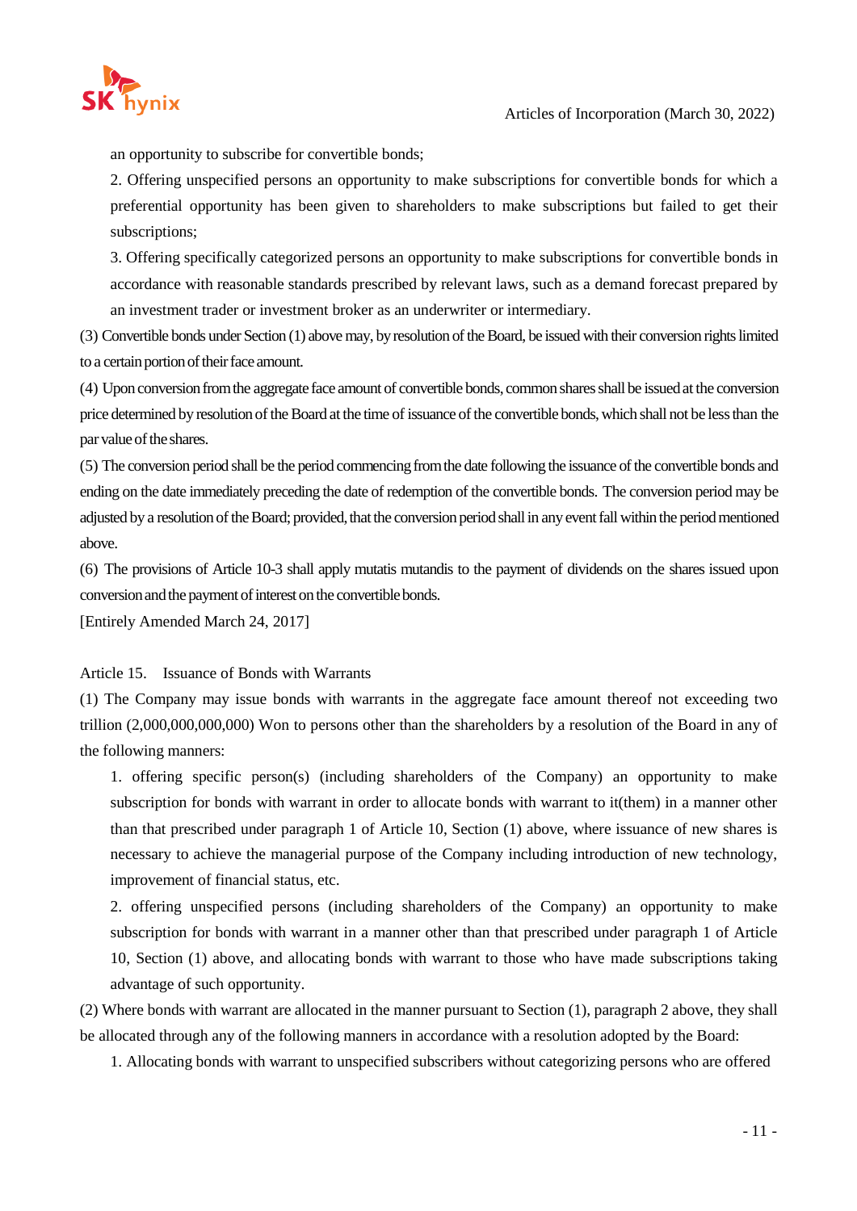an opportunity to subscribe for convertible bonds;

2. Offering unspecified persons an opportunity to make subscriptions for convertible bonds for which a preferential opportunity has been given to shareholders to make subscriptions but failed to get their subscriptions;

3. Offering specifically categorized persons an opportunity to make subscriptions for convertible bonds in accordance with reasonable standards prescribed by relevant laws, such as a demand forecast prepared by an investment trader or investment broker as an underwriter or intermediary.

(3) Convertible bonds under Section (1) above may, by resolution of the Board, be issued with their conversion rights limited to a certain portion of their face amount.

(4) Upon conversion from the aggregate face amount of convertible bonds, common shares shall be issued at the conversion price determined by resolution of the Board at the time of issuance of the convertible bonds, which shall not be less than the par value of the shares.

(5) The conversion period shall be the period commencing from the date following the issuance of the convertible bonds and ending on the date immediately preceding the date of redemption of the convertible bonds. The conversion period may be adjusted by a resolution of the Board; provided, that the conversion period shall in any event fall within the period mentioned above.

(6) The provisions of Article 10-3 shall apply mutatis mutandis to the payment of dividends on the shares issued upon conversion and the payment of interest on the convertible bonds.

[Entirely Amended March 24, 2017]

Article 15. Issuance of Bonds with Warrants

(1) The Company may issue bonds with warrants in the aggregate face amount thereof not exceeding two trillion (2,000,000,000,000) Won to persons other than the shareholders by a resolution of the Board in any of the following manners:

1. offering specific person(s) (including shareholders of the Company) an opportunity to make subscription for bonds with warrant in order to allocate bonds with warrant to it(them) in a manner other than that prescribed under paragraph 1 of Article 10, Section (1) above, where issuance of new shares is necessary to achieve the managerial purpose of the Company including introduction of new technology, improvement of financial status, etc.

2. offering unspecified persons (including shareholders of the Company) an opportunity to make subscription for bonds with warrant in a manner other than that prescribed under paragraph 1 of Article 10, Section (1) above, and allocating bonds with warrant to those who have made subscriptions taking advantage of such opportunity.

(2) Where bonds with warrant are allocated in the manner pursuant to Section (1), paragraph 2 above, they shall be allocated through any of the following manners in accordance with a resolution adopted by the Board:

1. Allocating bonds with warrant to unspecified subscribers without categorizing persons who are offered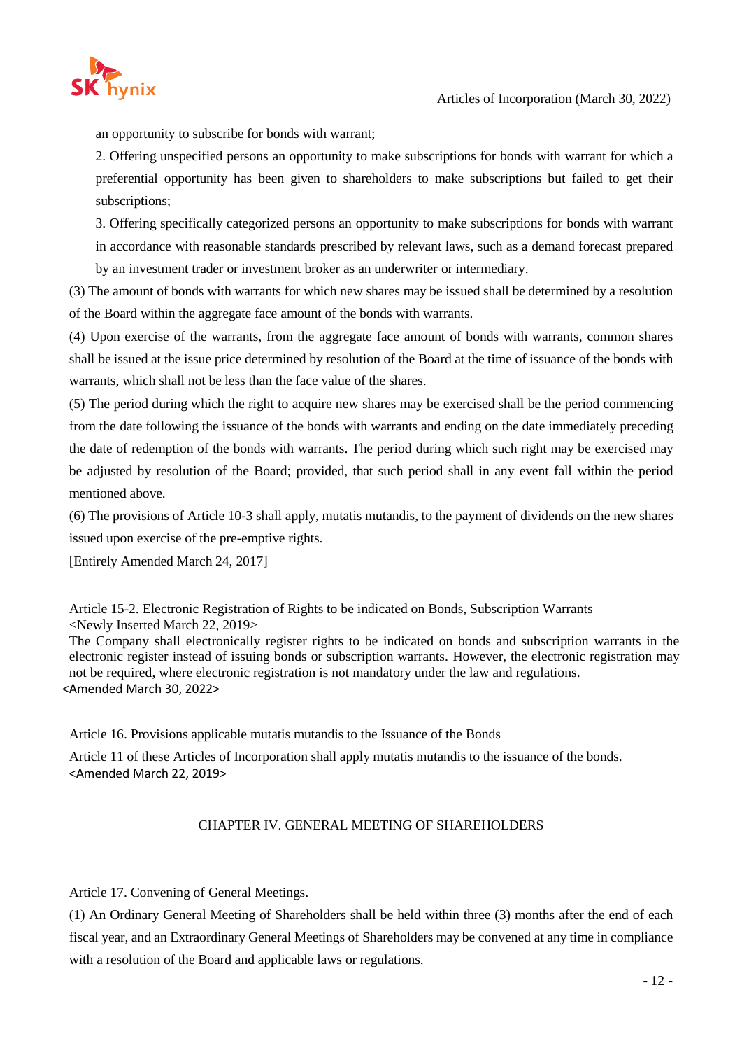an opportunity to subscribe for bonds with warrant;

2. Offering unspecified persons an opportunity to make subscriptions for bonds with warrant for which a preferential opportunity has been given to shareholders to make subscriptions but failed to get their subscriptions;

3. Offering specifically categorized persons an opportunity to make subscriptions for bonds with warrant in accordance with reasonable standards prescribed by relevant laws, such as a demand forecast prepared by an investment trader or investment broker as an underwriter or intermediary.

(3) The amount of bonds with warrants for which new shares may be issued shall be determined by a resolution of the Board within the aggregate face amount of the bonds with warrants.

(4) Upon exercise of the warrants, from the aggregate face amount of bonds with warrants, common shares shall be issued at the issue price determined by resolution of the Board at the time of issuance of the bonds with warrants, which shall not be less than the face value of the shares.

(5) The period during which the right to acquire new shares may be exercised shall be the period commencing from the date following the issuance of the bonds with warrants and ending on the date immediately preceding the date of redemption of the bonds with warrants. The period during which such right may be exercised may be adjusted by resolution of the Board; provided, that such period shall in any event fall within the period mentioned above.

(6) The provisions of Article 10-3 shall apply, mutatis mutandis, to the payment of dividends on the new shares issued upon exercise of the pre-emptive rights.

[Entirely Amended March 24, 2017]

Article 15-2. Electronic Registration of Rights to be indicated on Bonds, Subscription Warrants <Newly Inserted March 22, 2019>

The Company shall electronically register rights to be indicated on bonds and subscription warrants in the electronic register instead of issuing bonds or subscription warrants. However, the electronic registration may not be required, where electronic registration is not mandatory under the law and regulations. <Amended March 30, 2022>

Article 16. Provisions applicable mutatis mutandis to the Issuance of the Bonds

Article 11 of these Articles of Incorporation shall apply mutatis mutandis to the issuance of the bonds. <Amended March 22, 2019>

## CHAPTER IV. GENERAL MEETING OF SHAREHOLDERS

Article 17. Convening of General Meetings.

(1) An Ordinary General Meeting of Shareholders shall be held within three (3) months after the end of each fiscal year, and an Extraordinary General Meetings of Shareholders may be convened at any time in compliance with a resolution of the Board and applicable laws or regulations.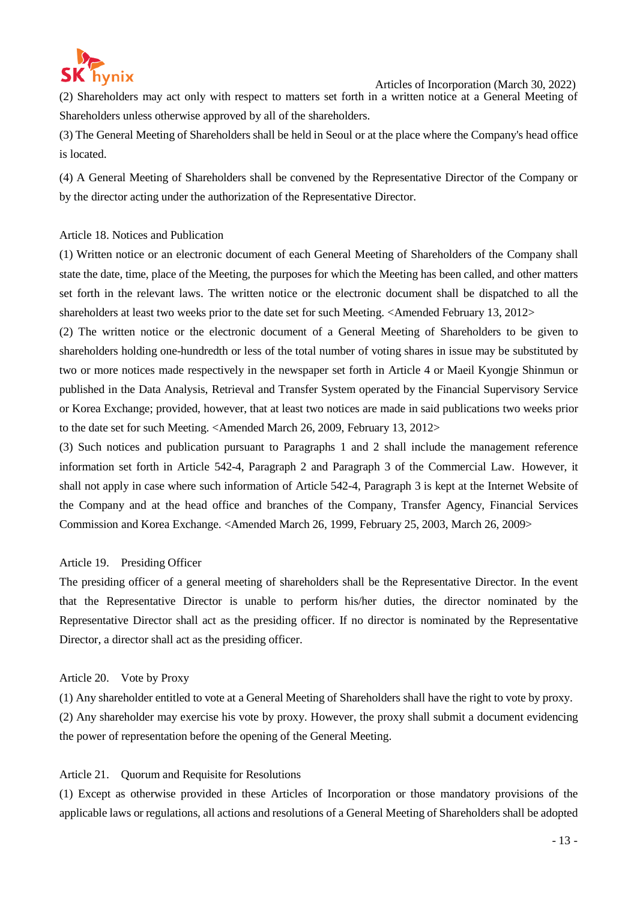(2) Shareholders may act only with respect to matters set forth in a written notice at a General Meeting of Shareholders unless otherwise approved by all of the shareholders.

(3) The General Meeting of Shareholders shall be held in Seoul or at the place where the Company's head office is located.

(4) A General Meeting of Shareholders shall be convened by the Representative Director of the Company or by the director acting under the authorization of the Representative Director.

Article 18. Notices and Publication

(1) Written notice or an electronic document of each General Meeting of Shareholders of the Company shall state the date, time, place of the Meeting, the purposes for which the Meeting has been called, and other matters set forth in the relevant laws. The written notice or the electronic document shall be dispatched to all the shareholders at least two weeks prior to the date set for such Meeting. <Amended February 13, 2012>

(2) The written notice or the electronic document of a General Meeting of Shareholders to be given to shareholders holding one-hundredth or less of the total number of voting shares in issue may be substituted by two or more notices made respectively in the newspaper set forth in Article 4 or Maeil Kyongje Shinmun or published in the Data Analysis, Retrieval and Transfer System operated by the Financial Supervisory Service or Korea Exchange; provided, however, that at least two notices are made in said publications two weeks prior to the date set for such Meeting. <Amended March 26, 2009, February 13, 2012>

(3) Such notices and publication pursuant to Paragraphs 1 and 2 shall include the management reference information set forth in Article 542-4, Paragraph 2 and Paragraph 3 of the Commercial Law. However, it shall not apply in case where such information of Article 542-4, Paragraph 3 is kept at the Internet Website of the Company and at the head office and branches of the Company, Transfer Agency, Financial Services Commission and Korea Exchange. <Amended March 26, 1999, February 25, 2003, March 26, 2009>

Article 19. Presiding Officer

The presiding officer of a general meeting of shareholders shall be the Representative Director. In the event that the Representative Director is unable to perform his/her duties, the director nominated by the Representative Director shall act as the presiding officer. If no director is nominated by the Representative Director, a director shall act as the presiding officer.

Article 20. Vote by Proxy

(1) Any shareholder entitled to vote at a General Meeting of Shareholders shall have the right to vote by proxy.

(2) Any shareholder may exercise his vote by proxy. However, the proxy shall submit a document evidencing the power of representation before the opening of the General Meeting.

Article 21. Quorum and Requisite for Resolutions

(1) Except as otherwise provided in these Articles of Incorporation or those mandatory provisions of the applicable laws or regulations, all actions and resolutions of a General Meeting of Shareholders shall be adopted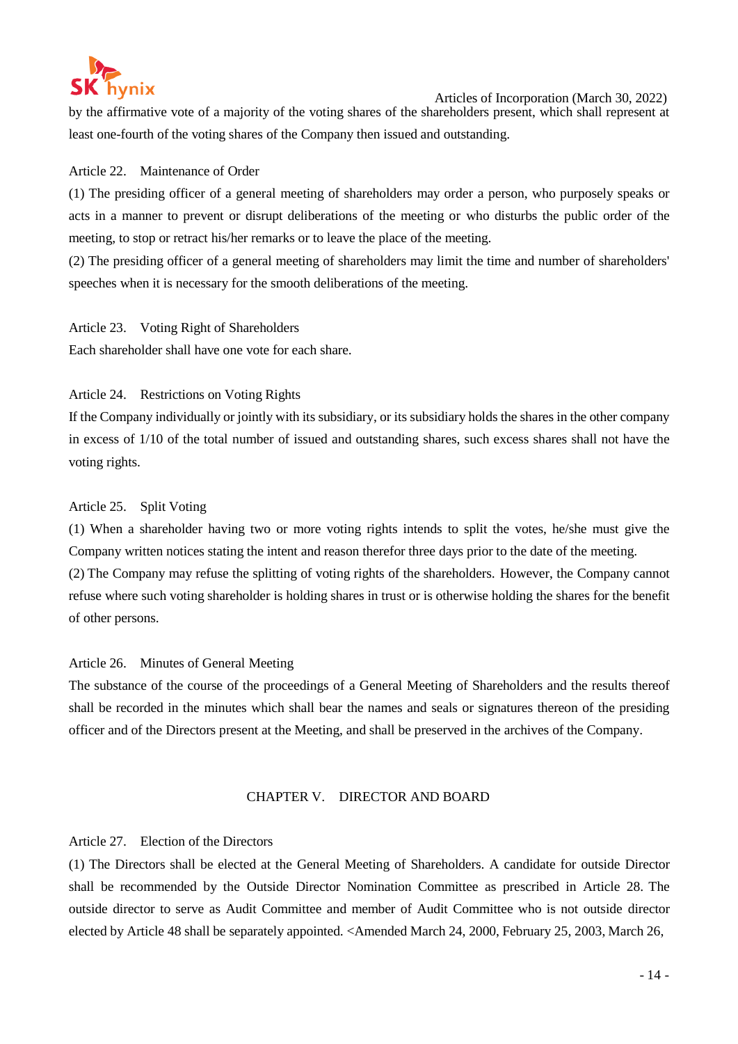by the affirmative vote of a majority of the voting shares of the shareholders present, which shall represent at least one-fourth of the voting shares of the Company then issued and outstanding.

Article 22. Maintenance of Order

(1) The presiding officer of a general meeting of shareholders may order a person, who purposely speaks or acts in a manner to prevent or disrupt deliberations of the meeting or who disturbs the public order of the meeting, to stop or retract his/her remarks or to leave the place of the meeting.

(2) The presiding officer of a general meeting of shareholders may limit the time and number of shareholders' speeches when it is necessary for the smooth deliberations of the meeting.

Article 23. Voting Right of Shareholders

Each shareholder shall have one vote for each share.

Article 24. Restrictions on Voting Rights

If the Company individually or jointly with its subsidiary, or its subsidiary holds the shares in the other company in excess of 1/10 of the total number of issued and outstanding shares, such excess shares shall not have the voting rights.

Article 25. Split Voting

(1) When a shareholder having two or more voting rights intends to split the votes, he/she must give the Company written notices stating the intent and reason therefor three days prior to the date of the meeting.

(2) The Company may refuse the splitting of voting rights of the shareholders. However, the Company cannot refuse where such voting shareholder is holding shares in trust or is otherwise holding the shares for the benefit of other persons.

Article 26. Minutes of General Meeting

The substance of the course of the proceedings of a General Meeting of Shareholders and the results thereof shall be recorded in the minutes which shall bear the names and seals or signatures thereon of the presiding officer and of the Directors present at the Meeting, and shall be preserved in the archives of the Company.

## CHAPTER V. DIRECTOR AND BOARD

Article 27. Election of the Directors

(1) The Directors shall be elected at the General Meeting of Shareholders. A candidate for outside Director shall be recommended by the Outside Director Nomination Committee as prescribed in Article 28. The outside director to serve as Audit Committee and member of Audit Committee who is not outside director elected by Article 48 shall be separately appointed. <Amended March 24, 2000, February 25, 2003, March 26,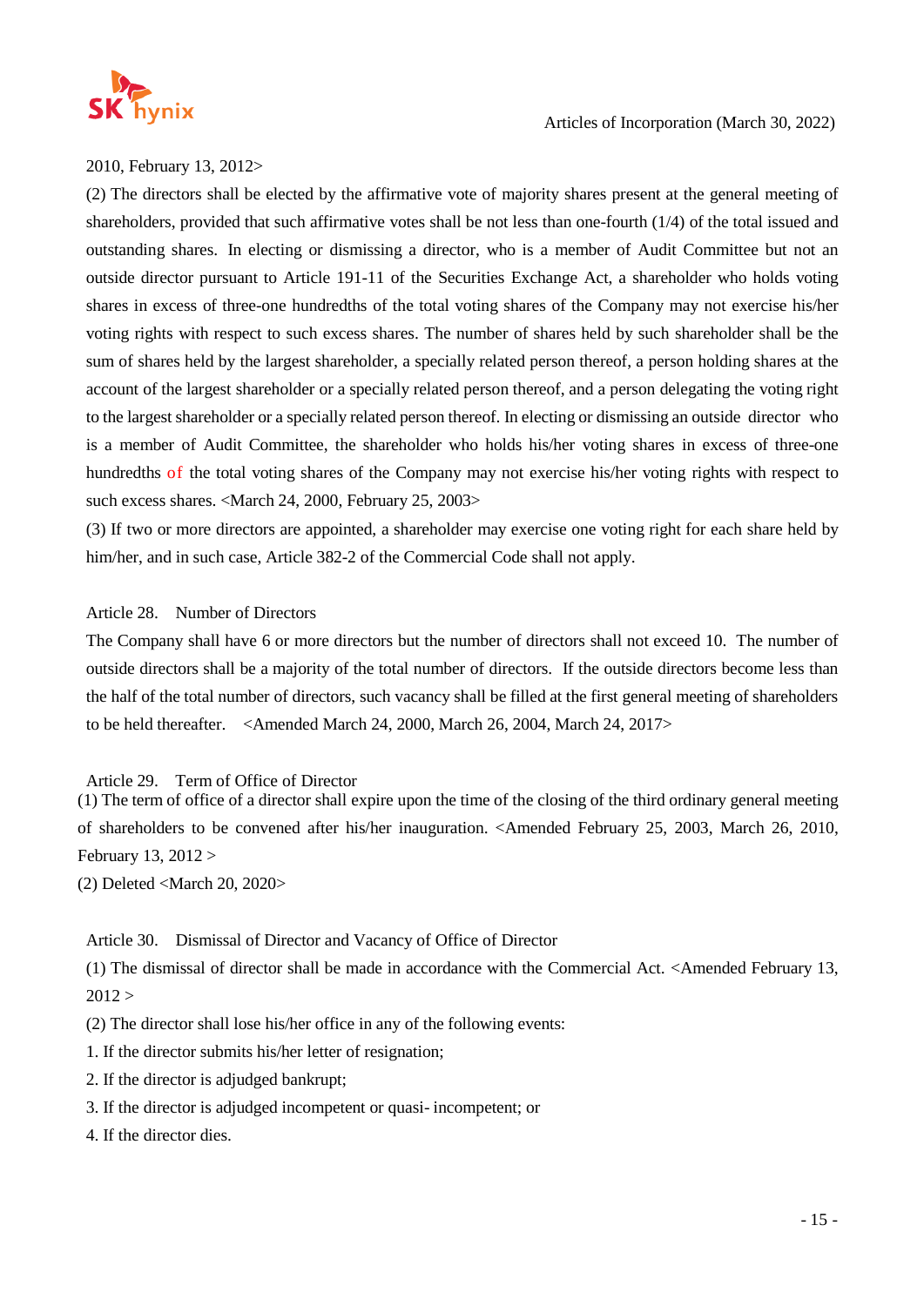2010, February 13, 2012>

(2) The directors shall be elected by the affirmative vote of majority shares present at the general meeting of shareholders, provided that such affirmative votes shall be not less than one-fourth (1/4) of the total issued and outstanding shares. In electing or dismissing a director, who is a member of Audit Committee but not an outside director pursuant to Article 191-11 of the Securities Exchange Act, a shareholder who holds voting shares in excess of three-one hundredths of the total voting shares of the Company may not exercise his/her voting rights with respect to such excess shares. The number of shares held by such shareholder shall be the sum of shares held by the largest shareholder, a specially related person thereof, a person holding shares at the account of the largest shareholder or a specially related person thereof, and a person delegating the voting right to the largest shareholder or a specially related person thereof. In electing or dismissing an outside director who is a member of Audit Committee, the shareholder who holds his/her voting shares in excess of three-one hundredths of the total voting shares of the Company may not exercise his/her voting rights with respect to such excess shares. <March 24, 2000, February 25, 2003>

(3) If two or more directors are appointed, a shareholder may exercise one voting right for each share held by him/her, and in such case, Article 382-2 of the Commercial Code shall not apply.

Article 28. Number of Directors

The Company shall have 6 or more directors but the number of directors shall not exceed 10. The number of outside directors shall be a majority of the total number of directors. If the outside directors become less than the half of the total number of directors, such vacancy shall be filled at the first general meeting of shareholders to be held thereafter. <Amended March 24, 2000, March 26, 2004, March 24, 2017>

Article 29. Term of Office of Director

(1) The term of office of a director shall expire upon the time of the closing of the third ordinary general meeting of shareholders to be convened after his/her inauguration. <Amended February 25, 2003, March 26, 2010, February 13, 2012 >

(2) Deleted <March 20, 2020>

Article 30. Dismissal of Director and Vacancy of Office of Director

(1) The dismissal of director shall be made in accordance with the Commercial Act. <Amended February 13, 2012 >

(2) The director shall lose his/her office in any of the following events:

1. If the director submits his/her letter of resignation;
2. If the director is adjudged bankrupt;
3. If the director is adjudged incompetent or quasi- incompetent; or
4. If the director dies.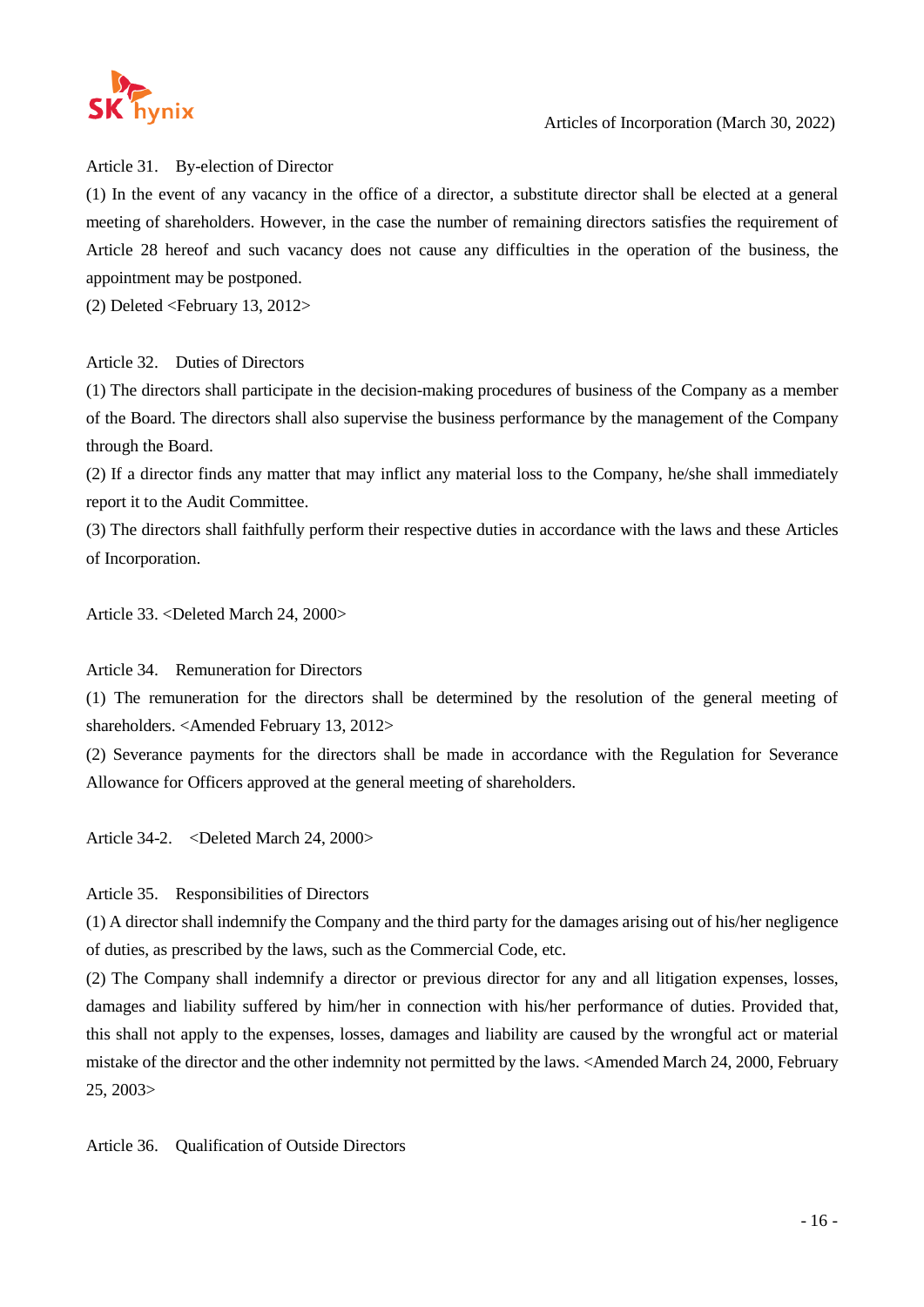Article 31. By-election of Director

(1) In the event of any vacancy in the office of a director, a substitute director shall be elected at a general meeting of shareholders. However, in the case the number of remaining directors satisfies the requirement of Article 28 hereof and such vacancy does not cause any difficulties in the operation of the business, the appointment may be postponed.

(2) Deleted <February 13, 2012>

Article 32. Duties of Directors

(1) The directors shall participate in the decision-making procedures of business of the Company as a member of the Board. The directors shall also supervise the business performance by the management of the Company through the Board.

(2) If a director finds any matter that may inflict any material loss to the Company, he/she shall immediately report it to the Audit Committee.

(3) The directors shall faithfully perform their respective duties in accordance with the laws and these Articles of Incorporation.

Article 33. <Deleted March 24, 2000>

Article 34. Remuneration for Directors

(1) The remuneration for the directors shall be determined by the resolution of the general meeting of shareholders. <Amended February 13, 2012>

(2) Severance payments for the directors shall be made in accordance with the Regulation for Severance Allowance for Officers approved at the general meeting of shareholders.

Article 34-2. <Deleted March 24, 2000>

Article 35. Responsibilities of Directors

(1) A director shall indemnify the Company and the third party for the damages arising out of his/her negligence of duties, as prescribed by the laws, such as the Commercial Code, etc.

(2) The Company shall indemnify a director or previous director for any and all litigation expenses, losses, damages and liability suffered by him/her in connection with his/her performance of duties. Provided that, this shall not apply to the expenses, losses, damages and liability are caused by the wrongful act or material mistake of the director and the other indemnity not permitted by the laws. <Amended March 24, 2000, February 25, 2003>

Article 36. Qualification of Outside Directors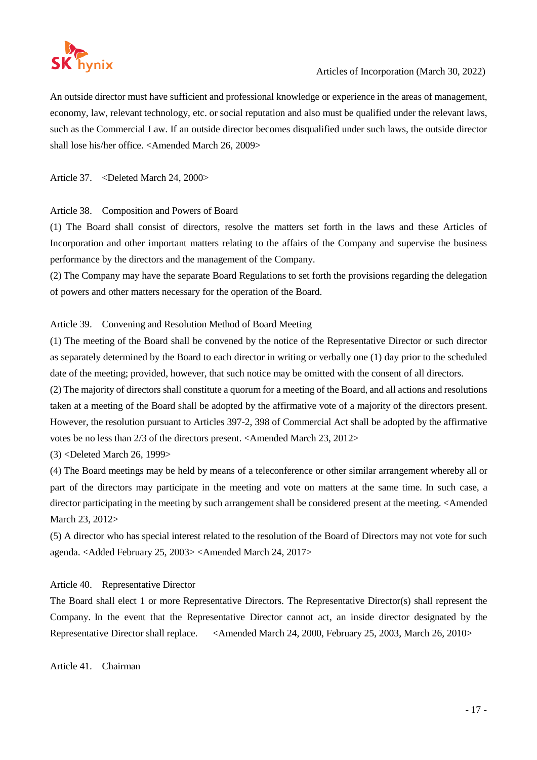An outside director must have sufficient and professional knowledge or experience in the areas of management, economy, law, relevant technology, etc. or social reputation and also must be qualified under the relevant laws, such as the Commercial Law. If an outside director becomes disqualified under such laws, the outside director shall lose his/her office. <Amended March 26, 2009>

Article 37. <Deleted March 24, 2000>

Article 38. Composition and Powers of Board

(1) The Board shall consist of directors, resolve the matters set forth in the laws and these Articles of Incorporation and other important matters relating to the affairs of the Company and supervise the business performance by the directors and the management of the Company.

(2) The Company may have the separate Board Regulations to set forth the provisions regarding the delegation of powers and other matters necessary for the operation of the Board.

Article 39. Convening and Resolution Method of Board Meeting

(1) The meeting of the Board shall be convened by the notice of the Representative Director or such director as separately determined by the Board to each director in writing or verbally one (1) day prior to the scheduled date of the meeting; provided, however, that such notice may be omitted with the consent of all directors.

(2) The majority of directors shall constitute a quorum for a meeting of the Board, and all actions and resolutions taken at a meeting of the Board shall be adopted by the affirmative vote of a majority of the directors present. However, the resolution pursuant to Articles 397-2, 398 of Commercial Act shall be adopted by the affirmative votes be no less than 2/3 of the directors present. <Amended March 23, 2012>

(3) <Deleted March 26, 1999>

(4) The Board meetings may be held by means of a teleconference or other similar arrangement whereby all or part of the directors may participate in the meeting and vote on matters at the same time. In such case, a director participating in the meeting by such arrangement shall be considered present at the meeting. <Amended March 23, 2012>

(5) A director who has special interest related to the resolution of the Board of Directors may not vote for such agenda. <Added February 25, 2003> <Amended March 24, 2017>

Article 40. Representative Director

The Board shall elect 1 or more Representative Directors. The Representative Director(s) shall represent the Company. In the event that the Representative Director cannot act, an inside director designated by the Representative Director shall replace. <Amended March 24, 2000, February 25, 2003, March 26, 2010>

Article 41. Chairman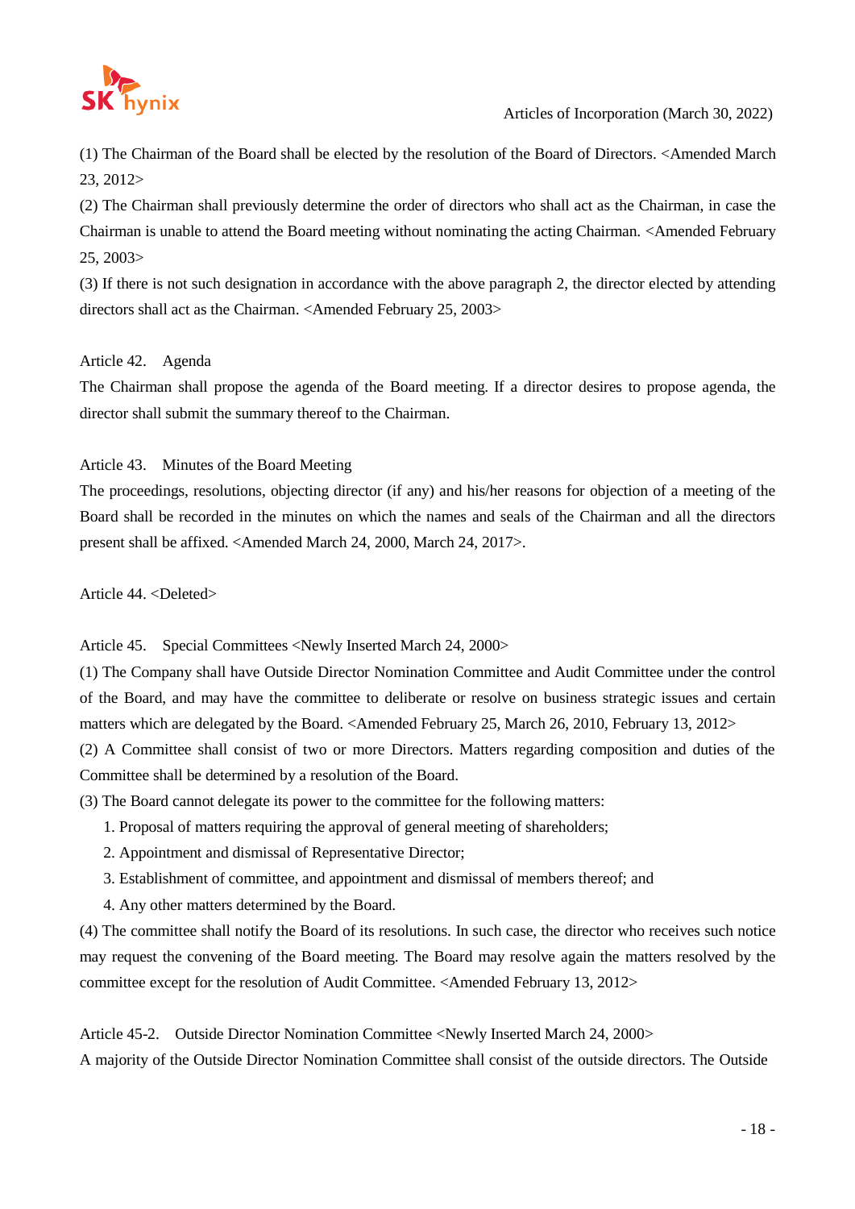(1) The Chairman of the Board shall be elected by the resolution of the Board of Directors. <Amended March 23, 2012>

(2) The Chairman shall previously determine the order of directors who shall act as the Chairman, in case the Chairman is unable to attend the Board meeting without nominating the acting Chairman. <Amended February 25, 2003>

(3) If there is not such designation in accordance with the above paragraph 2, the director elected by attending directors shall act as the Chairman. <Amended February 25, 2003>

Article 42. Agenda

The Chairman shall propose the agenda of the Board meeting. If a director desires to propose agenda, the director shall submit the summary thereof to the Chairman.

Article 43. Minutes of the Board Meeting

The proceedings, resolutions, objecting director (if any) and his/her reasons for objection of a meeting of the Board shall be recorded in the minutes on which the names and seals of the Chairman and all the directors present shall be affixed. <Amended March 24, 2000, March 24, 2017>.

Article 44. <Deleted>

Article 45. Special Committees <Newly Inserted March 24, 2000>

(1) The Company shall have Outside Director Nomination Committee and Audit Committee under the control of the Board, and may have the committee to deliberate or resolve on business strategic issues and certain matters which are delegated by the Board. <Amended February 25, March 26, 2010, February 13, 2012>

(2) A Committee shall consist of two or more Directors. Matters regarding composition and duties of the Committee shall be determined by a resolution of the Board.

(3) The Board cannot delegate its power to the committee for the following matters:

1. Proposal of matters requiring the approval of general meeting of shareholders;
2. Appointment and dismissal of Representative Director;
3. Establishment of committee, and appointment and dismissal of members thereof; and
4. Any other matters determined by the Board.

(4) The committee shall notify the Board of its resolutions. In such case, the director who receives such notice may request the convening of the Board meeting. The Board may resolve again the matters resolved by the committee except for the resolution of Audit Committee. <Amended February 13, 2012>

Article 45-2. Outside Director Nomination Committee <Newly Inserted March 24, 2000>

A majority of the Outside Director Nomination Committee shall consist of the outside directors. The Outside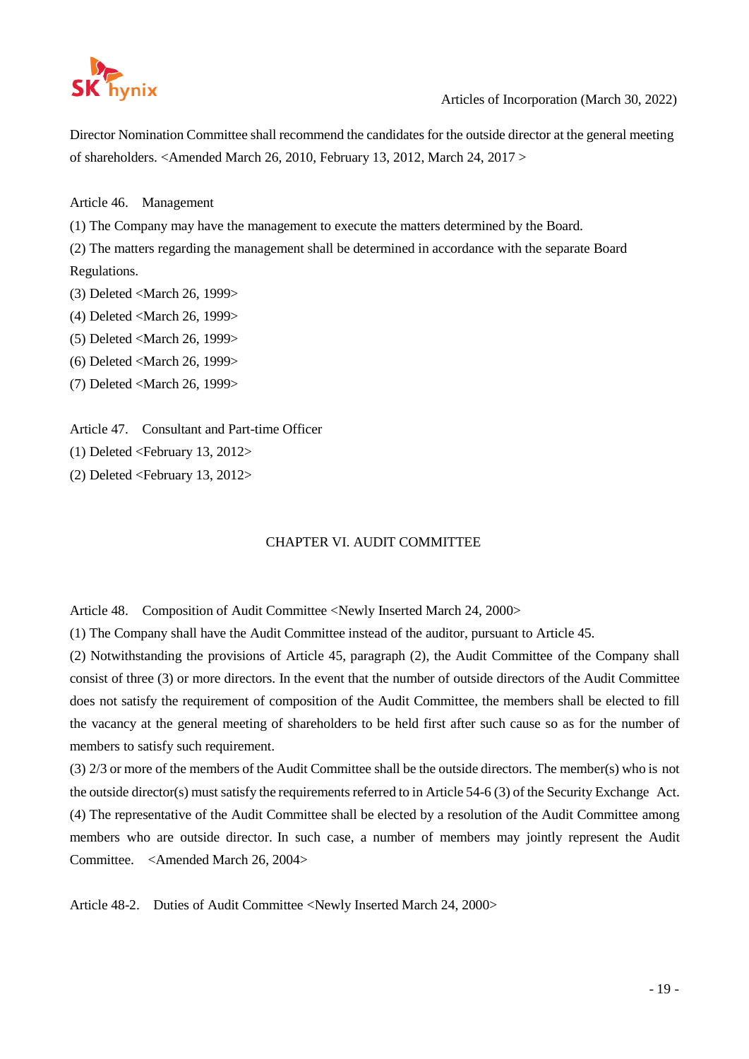Director Nomination Committee shall recommend the candidates for the outside director at the general meeting of shareholders. <Amended March 26, 2010, February 13, 2012, March 24, 2017 >

Article 46. Management

(1) The Company may have the management to execute the matters determined by the Board.

(2) The matters regarding the management shall be determined in accordance with the separate Board Regulations.

(3) Deleted <March 26, 1999>

(4) Deleted <March 26, 1999>

(5) Deleted <March 26, 1999>

(6) Deleted <March 26, 1999>

(7) Deleted <March 26, 1999>

Article 47. Consultant and Part-time Officer

(1) Deleted <February 13, 2012>

(2) Deleted <February 13, 2012>

## CHAPTER VI. AUDIT COMMITTEE

Article 48. Composition of Audit Committee <Newly Inserted March 24, 2000>

(1) The Company shall have the Audit Committee instead of the auditor, pursuant to Article 45.

(2) Notwithstanding the provisions of Article 45, paragraph (2), the Audit Committee of the Company shall consist of three (3) or more directors. In the event that the number of outside directors of the Audit Committee does not satisfy the requirement of composition of the Audit Committee, the members shall be elected to fill the vacancy at the general meeting of shareholders to be held first after such cause so as for the number of members to satisfy such requirement.

(3) 2/3 or more of the members of the Audit Committee shall be the outside directors. The member(s) who is not the outside director(s) must satisfy the requirements referred to in Article 54-6 (3) of the Security Exchange Act.

(4) The representative of the Audit Committee shall be elected by a resolution of the Audit Committee among members who are outside director. In such case, a number of members may jointly represent the Audit Committee. <Amended March 26, 2004>

Article 48-2. Duties of Audit Committee <Newly Inserted March 24, 2000>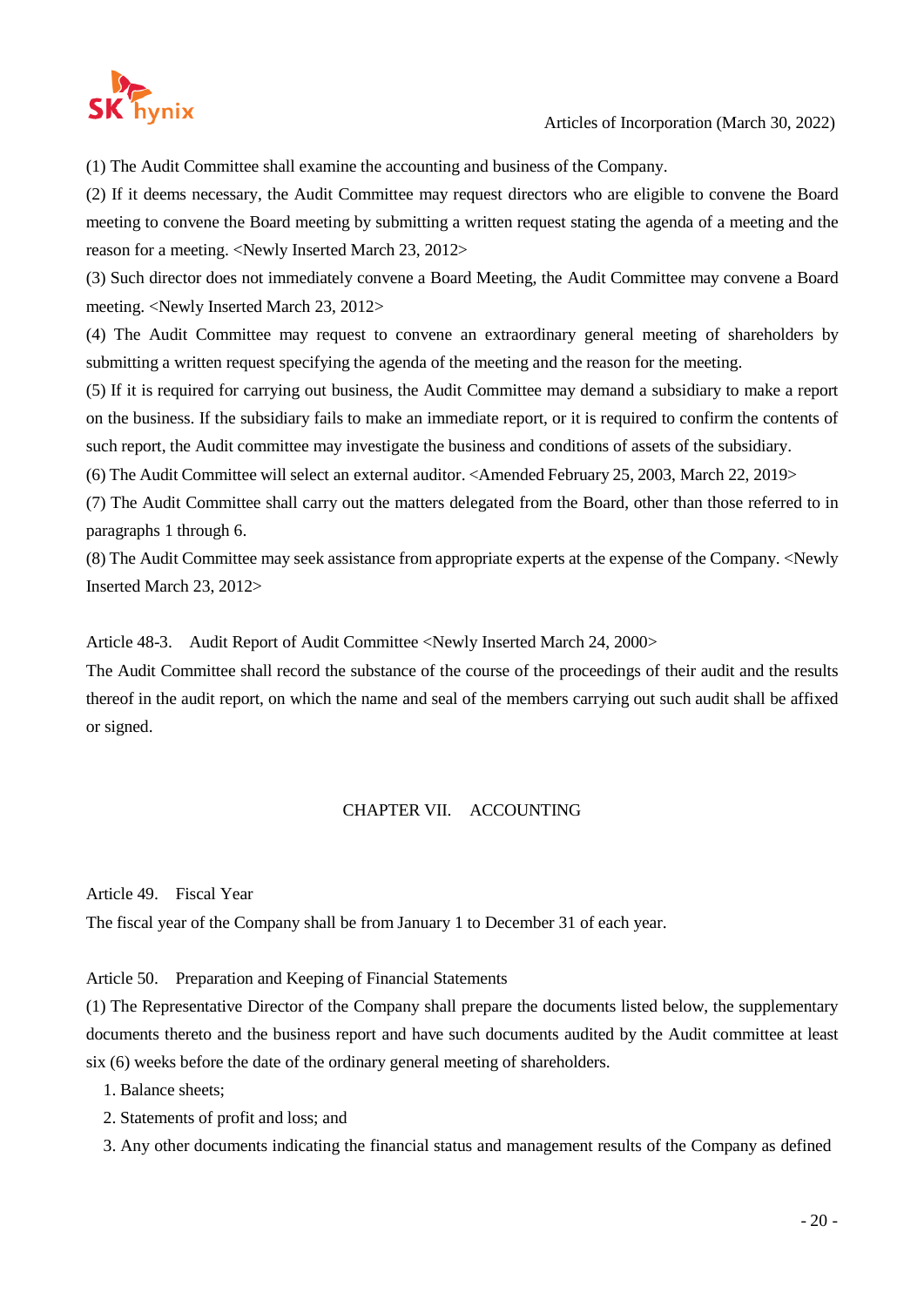(1) The Audit Committee shall examine the accounting and business of the Company.

(2) If it deems necessary, the Audit Committee may request directors who are eligible to convene the Board meeting to convene the Board meeting by submitting a written request stating the agenda of a meeting and the reason for a meeting. <Newly Inserted March 23, 2012>

(3) Such director does not immediately convene a Board Meeting, the Audit Committee may convene a Board meeting. <Newly Inserted March 23, 2012>

(4) The Audit Committee may request to convene an extraordinary general meeting of shareholders by submitting a written request specifying the agenda of the meeting and the reason for the meeting.

(5) If it is required for carrying out business, the Audit Committee may demand a subsidiary to make a report on the business. If the subsidiary fails to make an immediate report, or it is required to confirm the contents of such report, the Audit committee may investigate the business and conditions of assets of the subsidiary.

(6) The Audit Committee will select an external auditor. <Amended February 25, 2003, March 22, 2019>

(7) The Audit Committee shall carry out the matters delegated from the Board, other than those referred to in paragraphs 1 through 6.

(8) The Audit Committee may seek assistance from appropriate experts at the expense of the Company. <Newly Inserted March 23, 2012>

Article 48-3. Audit Report of Audit Committee <Newly Inserted March 24, 2000>

The Audit Committee shall record the substance of the course of the proceedings of their audit and the results thereof in the audit report, on which the name and seal of the members carrying out such audit shall be affixed or signed.

## CHAPTER VII. ACCOUNTING

Article 49. Fiscal Year

The fiscal year of the Company shall be from January 1 to December 31 of each year.

Article 50. Preparation and Keeping of Financial Statements

(1) The Representative Director of the Company shall prepare the documents listed below, the supplementary documents thereto and the business report and have such documents audited by the Audit committee at least six (6) weeks before the date of the ordinary general meeting of shareholders.

1. Balance sheets;
2. Statements of profit and loss; and
3. Any other documents indicating the financial status and management results of the Company as defined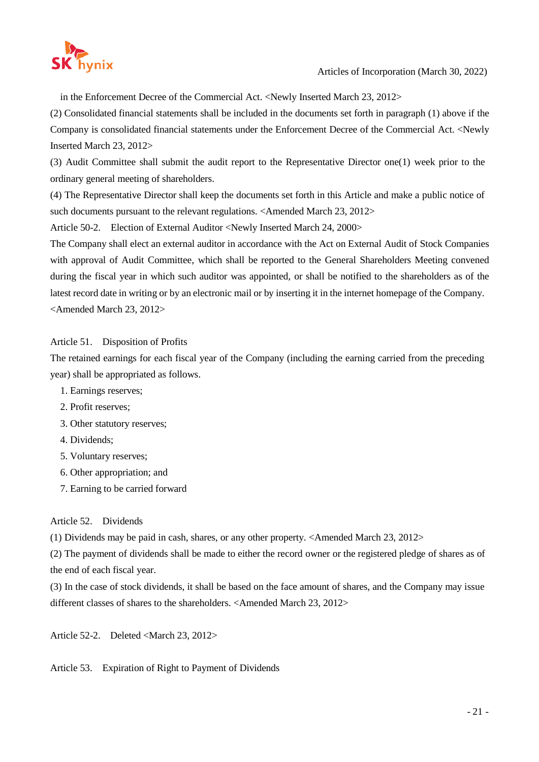in the Enforcement Decree of the Commercial Act. <Newly Inserted March 23, 2012>

(2) Consolidated financial statements shall be included in the documents set forth in paragraph (1) above if the Company is consolidated financial statements under the Enforcement Decree of the Commercial Act. <Newly Inserted March 23, 2012>

(3) Audit Committee shall submit the audit report to the Representative Director one(1) week prior to the ordinary general meeting of shareholders.

(4) The Representative Director shall keep the documents set forth in this Article and make a public notice of such documents pursuant to the relevant regulations. <Amended March 23, 2012>

Article 50-2. Election of External Auditor <Newly Inserted March 24, 2000>

The Company shall elect an external auditor in accordance with the Act on External Audit of Stock Companies with approval of Audit Committee, which shall be reported to the General Shareholders Meeting convened during the fiscal year in which such auditor was appointed, or shall be notified to the shareholders as of the latest record date in writing or by an electronic mail or by inserting it in the internet homepage of the Company. <Amended March 23, 2012>

Article 51. Disposition of Profits

The retained earnings for each fiscal year of the Company (including the earning carried from the preceding year) shall be appropriated as follows.

1. Earnings reserves;
2. Profit reserves;
3. Other statutory reserves;
4. Dividends;
5. Voluntary reserves;
6. Other appropriation; and
7. Earning to be carried forward

Article 52. Dividends

(1) Dividends may be paid in cash, shares, or any other property. <Amended March 23, 2012>

(2) The payment of dividends shall be made to either the record owner or the registered pledge of shares as of the end of each fiscal year.

(3) In the case of stock dividends, it shall be based on the face amount of shares, and the Company may issue different classes of shares to the shareholders. <Amended March 23, 2012>

Article 52-2. Deleted <March 23, 2012>

Article 53. Expiration of Right to Payment of Dividends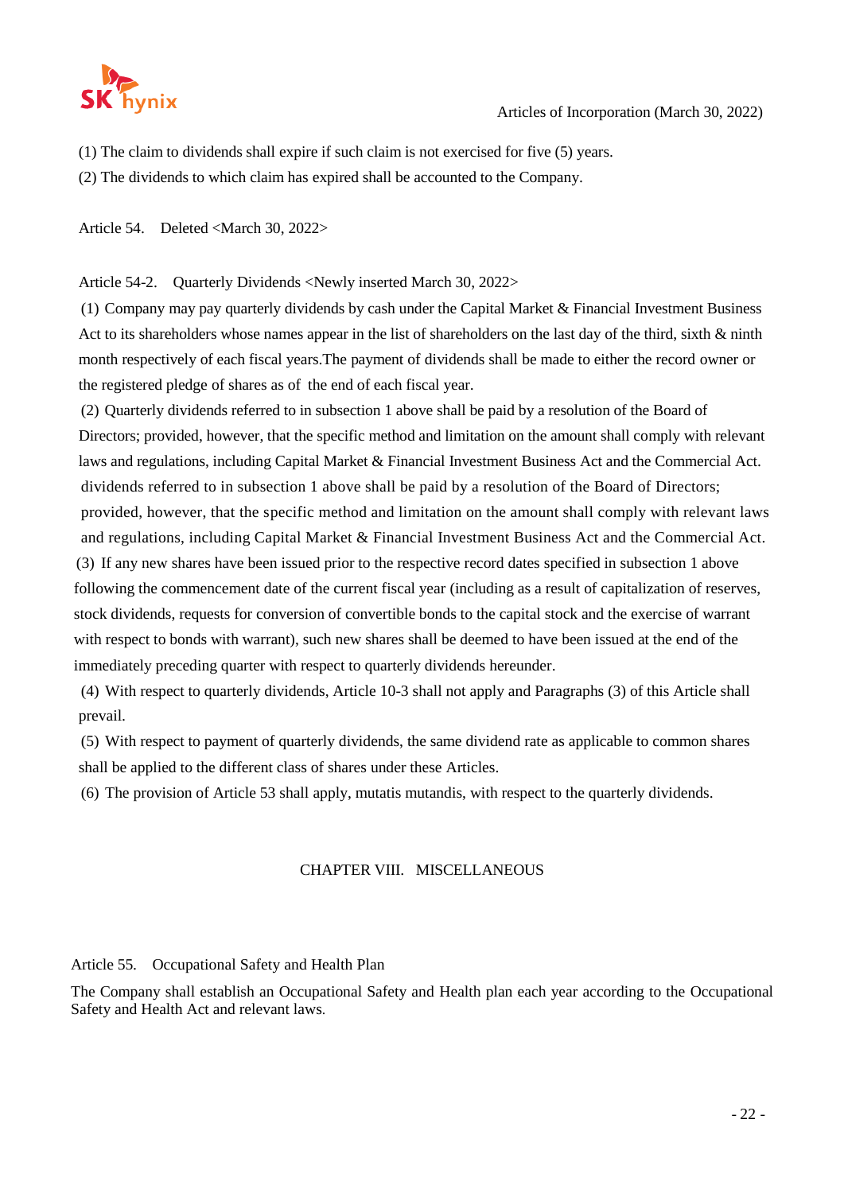(1) The claim to dividends shall expire if such claim is not exercised for five (5) years.

(2) The dividends to which claim has expired shall be accounted to the Company.

Article 54. Deleted <March 30, 2022>

Article 54-2. Quarterly Dividends <Newly inserted March 30, 2022>

(1) Company may pay quarterly dividends by cash under the Capital Market & Financial Investment Business Act to its shareholders whose names appear in the list of shareholders on the last day of the third, sixth & ninth month respectively of each fiscal years.The payment of dividends shall be made to either the record owner or the registered pledge of shares as of the end of each fiscal year.

(2) Quarterly dividends referred to in subsection 1 above shall be paid by a resolution of the Board of Directors; provided, however, that the specific method and limitation on the amount shall comply with relevant laws and regulations, including Capital Market & Financial Investment Business Act and the Commercial Act. dividends referred to in subsection 1 above shall be paid by a resolution of the Board of Directors; provided, however, that the specific method and limitation on the amount shall comply with relevant laws and regulations, including Capital Market & Financial Investment Business Act and the Commercial Act.

(3) If any new shares have been issued prior to the respective record dates specified in subsection 1 above following the commencement date of the current fiscal year (including as a result of capitalization of reserves, stock dividends, requests for conversion of convertible bonds to the capital stock and the exercise of warrant with respect to bonds with warrant), such new shares shall be deemed to have been issued at the end of the immediately preceding quarter with respect to quarterly dividends hereunder.

(4) With respect to quarterly dividends, Article 10-3 shall not apply and Paragraphs (3) of this Article shall prevail.

(5) With respect to payment of quarterly dividends, the same dividend rate as applicable to common shares shall be applied to the different class of shares under these Articles.

(6) The provision of Article 53 shall apply, mutatis mutandis, with respect to the quarterly dividends.

## CHAPTER VIII. MISCELLANEOUS

Article 55. Occupational Safety and Health Plan

The Company shall establish an Occupational Safety and Health plan each year according to the Occupational Safety and Health Act and relevant laws.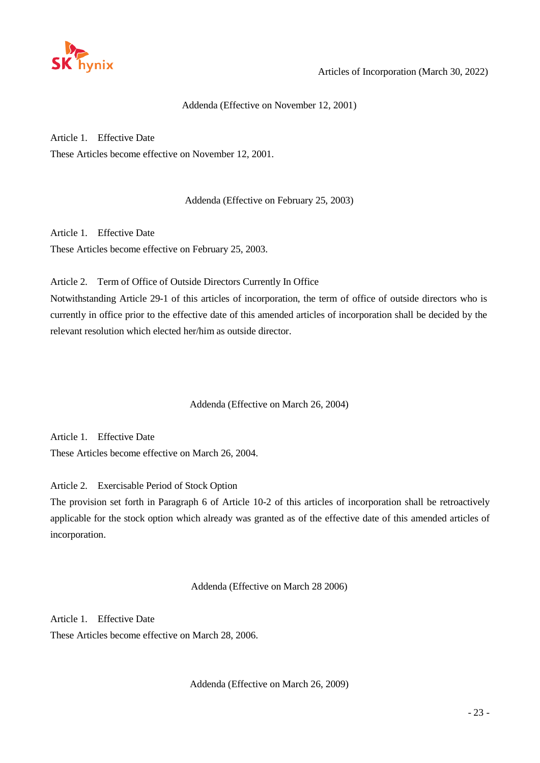## Addenda (Effective on November 12, 2001)

Article 1. Effective Date

These Articles become effective on November 12, 2001.

## Addenda (Effective on February 25, 2003)

Article 1. Effective Date

These Articles become effective on February 25, 2003.

Article 2. Term of Office of Outside Directors Currently In Office

Notwithstanding Article 29-1 of this articles of incorporation, the term of office of outside directors who is currently in office prior to the effective date of this amended articles of incorporation shall be decided by the relevant resolution which elected her/him as outside director.

## Addenda (Effective on March 26, 2004)

Article 1. Effective Date

These Articles become effective on March 26, 2004.

Article 2. Exercisable Period of Stock Option

The provision set forth in Paragraph 6 of Article 10-2 of this articles of incorporation shall be retroactively applicable for the stock option which already was granted as of the effective date of this amended articles of incorporation.

## Addenda (Effective on March 28 2006)

Article 1. Effective Date

These Articles become effective on March 28, 2006.

## Addenda (Effective on March 26, 2009)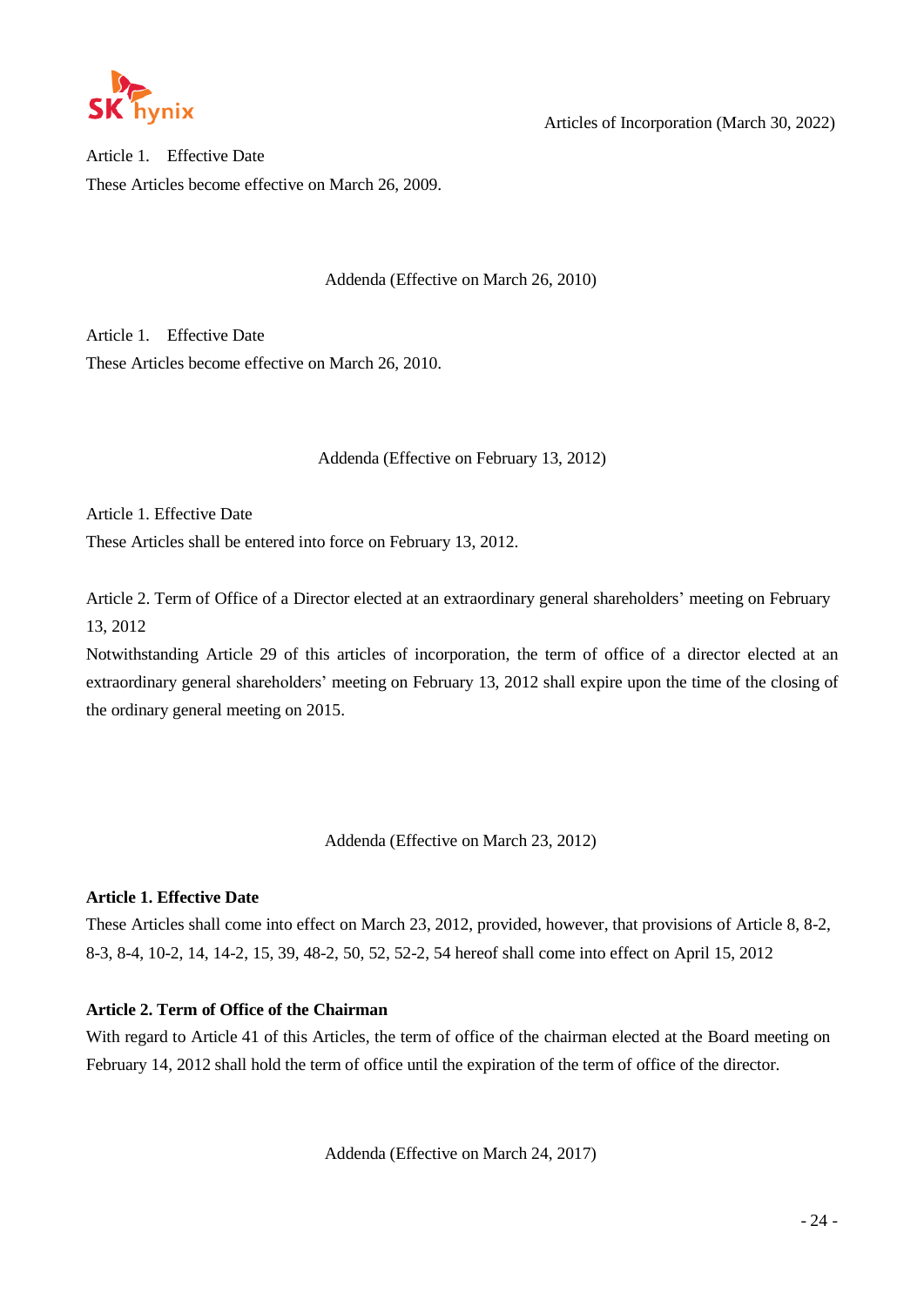Article 1. Effective Date

These Articles become effective on March 26, 2009.

Addenda (Effective on March 26, 2010)

Article 1. Effective Date

These Articles become effective on March 26, 2010.

Addenda (Effective on February 13, 2012)

Article 1. Effective Date

These Articles shall be entered into force on February 13, 2012.

Article 2. Term of Office of a Director elected at an extraordinary general shareholders' meeting on February 13, 2012

Notwithstanding Article 29 of this articles of incorporation, the term of office of a director elected at an extraordinary general shareholders' meeting on February 13, 2012 shall expire upon the time of the closing of the ordinary general meeting on 2015.

Addenda (Effective on March 23, 2012)

**Article 1. Effective Date**

These Articles shall come into effect on March 23, 2012, provided, however, that provisions of Article 8, 8-2, 8-3, 8-4, 10-2, 14, 14-2, 15, 39, 48-2, 50, 52, 52-2, 54 hereof shall come into effect on April 15, 2012

**Article 2. Term of Office of the Chairman**

With regard to Article 41 of this Articles, the term of office of the chairman elected at the Board meeting on February 14, 2012 shall hold the term of office until the expiration of the term of office of the director.

Addenda (Effective on March 24, 2017)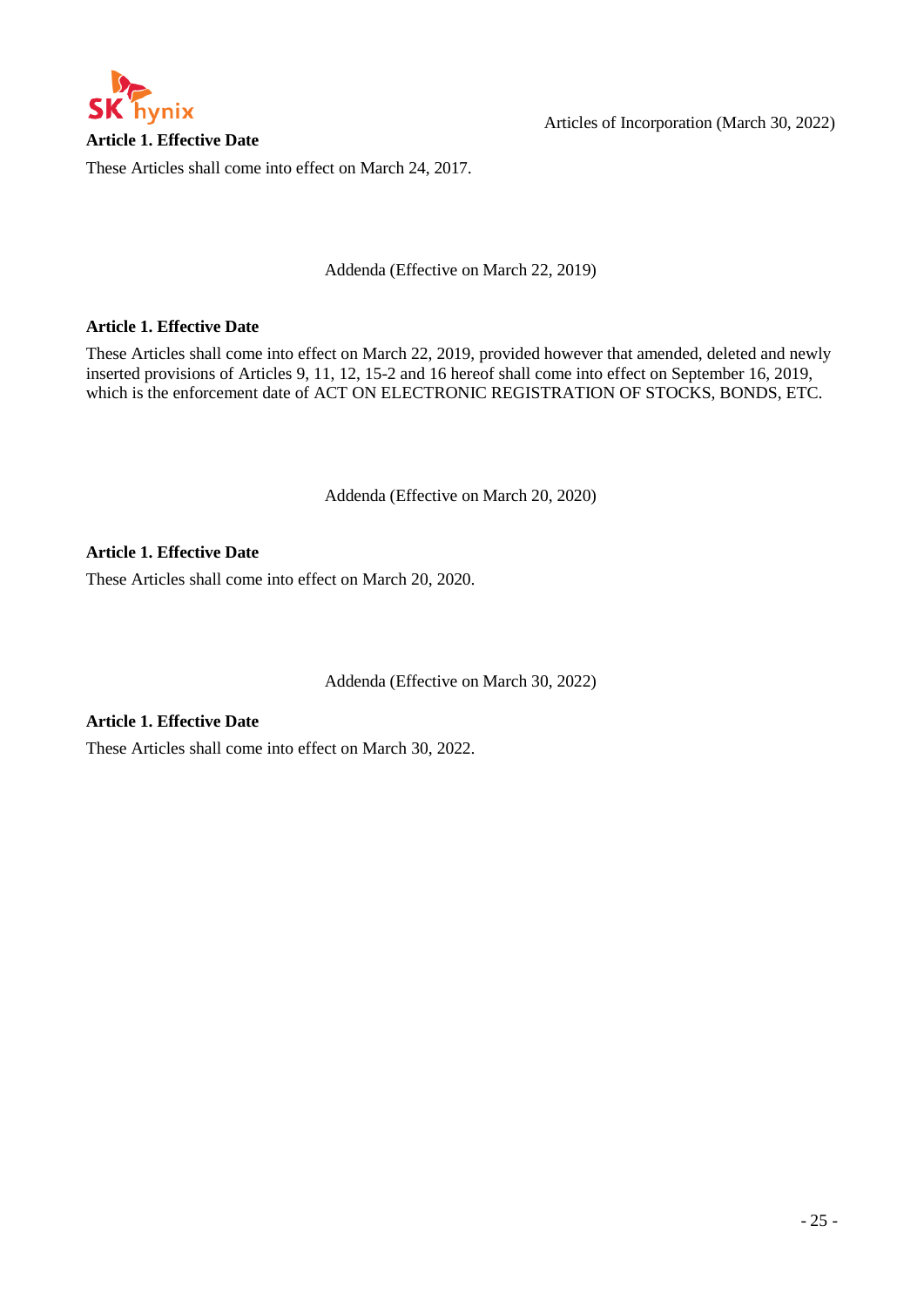**Article 1. Effective Date**

These Articles shall come into effect on March 24, 2017.

Addenda (Effective on March 22, 2019)

**Article 1. Effective Date**

These Articles shall come into effect on March 22, 2019, provided however that amended, deleted and newly inserted provisions of Articles 9, 11, 12, 15-2 and 16 hereof shall come into effect on September 16, 2019, which is the enforcement date of ACT ON ELECTRONIC REGISTRATION OF STOCKS, BONDS, ETC.

Addenda (Effective on March 20, 2020)

**Article 1. Effective Date**

These Articles shall come into effect on March 20, 2020.

Addenda (Effective on March 30, 2022)

**Article 1. Effective Date**

These Articles shall come into effect on March 30, 2022.